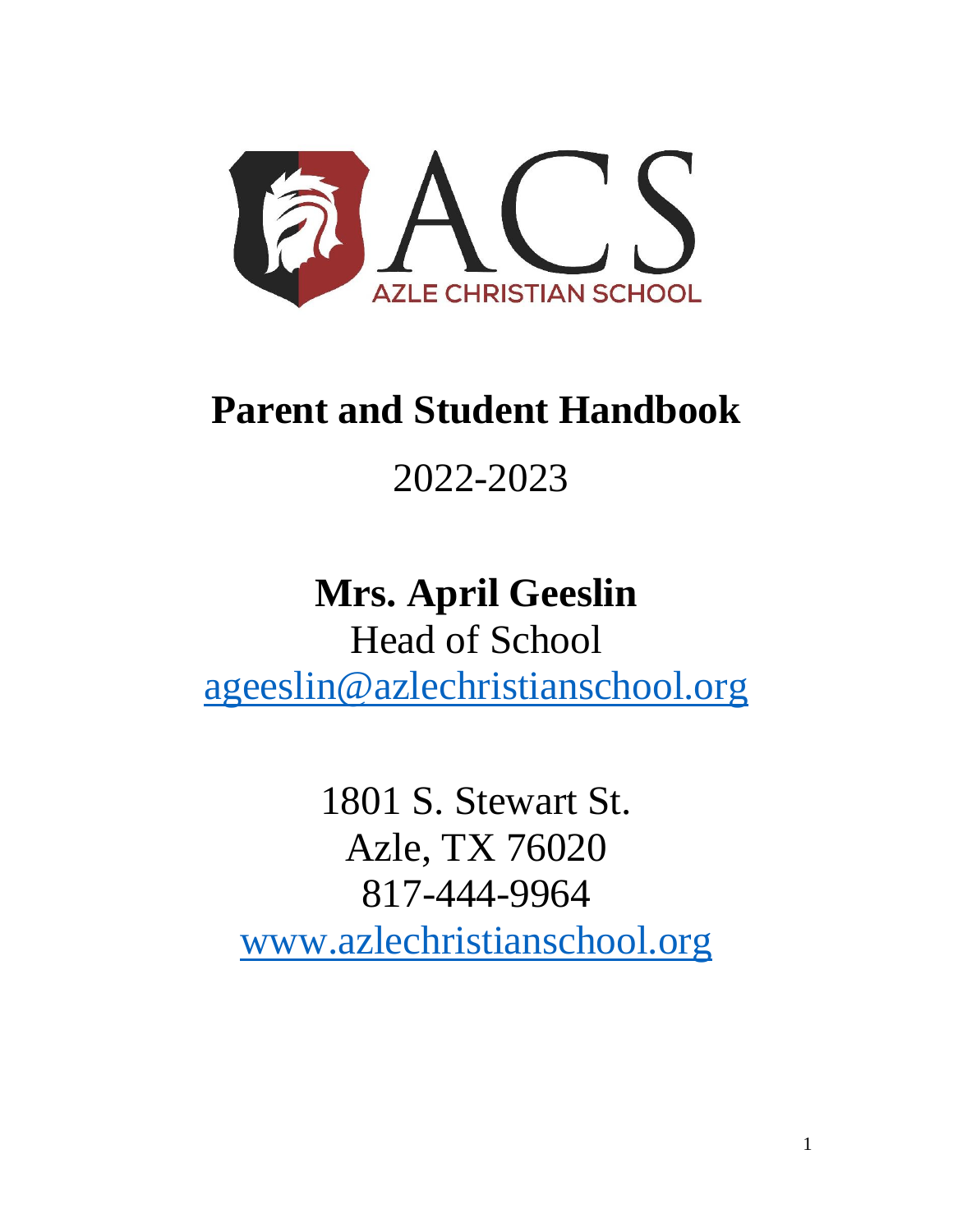ACS

AZLE CHRISTIAN SCHOOL

# Parent and Student Handbook

2022-2023

**Mrs. April Geeslin**

Head of School

[ageeslin@azlechristianschool.org](mailto:ageeslin@azlechristianschool.org)

1801 S. Stewart St.
Azle, TX 76020
817-444-9964
[www.azlechristianschool.org](http://www.azlechristianschool.org)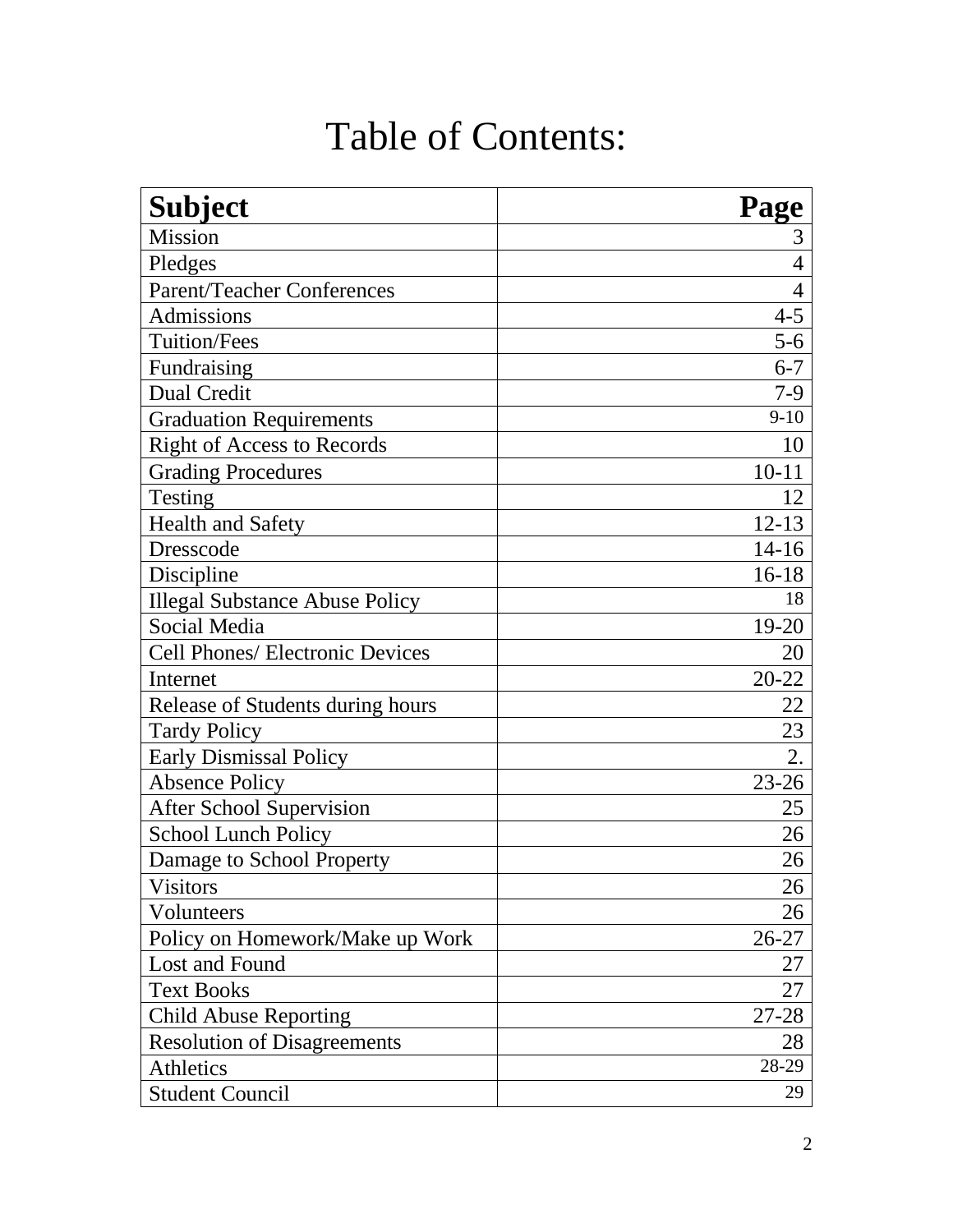# Table of Contents:

| Subject | Page |
|---|---|
| Mission | 3 |
| Pledges | 4 |
| Parent/Teacher Conferences | 4 |
| Admissions | 4-5 |
| Tuition/Fees | 5-6 |
| Fundraising | 6-7 |
| Dual Credit | 7-9 |
| Graduation Requirements | 9-10 |
| Right of Access to Records | 10 |
| Grading Procedures | 10-11 |
| Testing | 12 |
| Health and Safety | 12-13 |
| Dresscode | 14-16 |
| Discipline | 16-18 |
| Illegal Substance Abuse Policy | 18 |
| Social Media | 19-20 |
| Cell Phones/ Electronic Devices | 20 |
| Internet | 20-22 |
| Release of Students during hours | 22 |
| Tardy Policy | 23 |
| Early Dismissal Policy | 2. |
| Absence Policy | 23-26 |
| After School Supervision | 25 |
| School Lunch Policy | 26 |
| Damage to School Property | 26 |
| Visitors | 26 |
| Volunteers | 26 |
| Policy on Homework/Make up Work | 26-27 |
| Lost and Found | 27 |
| Text Books | 27 |
| Child Abuse Reporting | 27-28 |
| Resolution of Disagreements | 28 |
| Athletics | 28-29 |
| Student Council | 29 |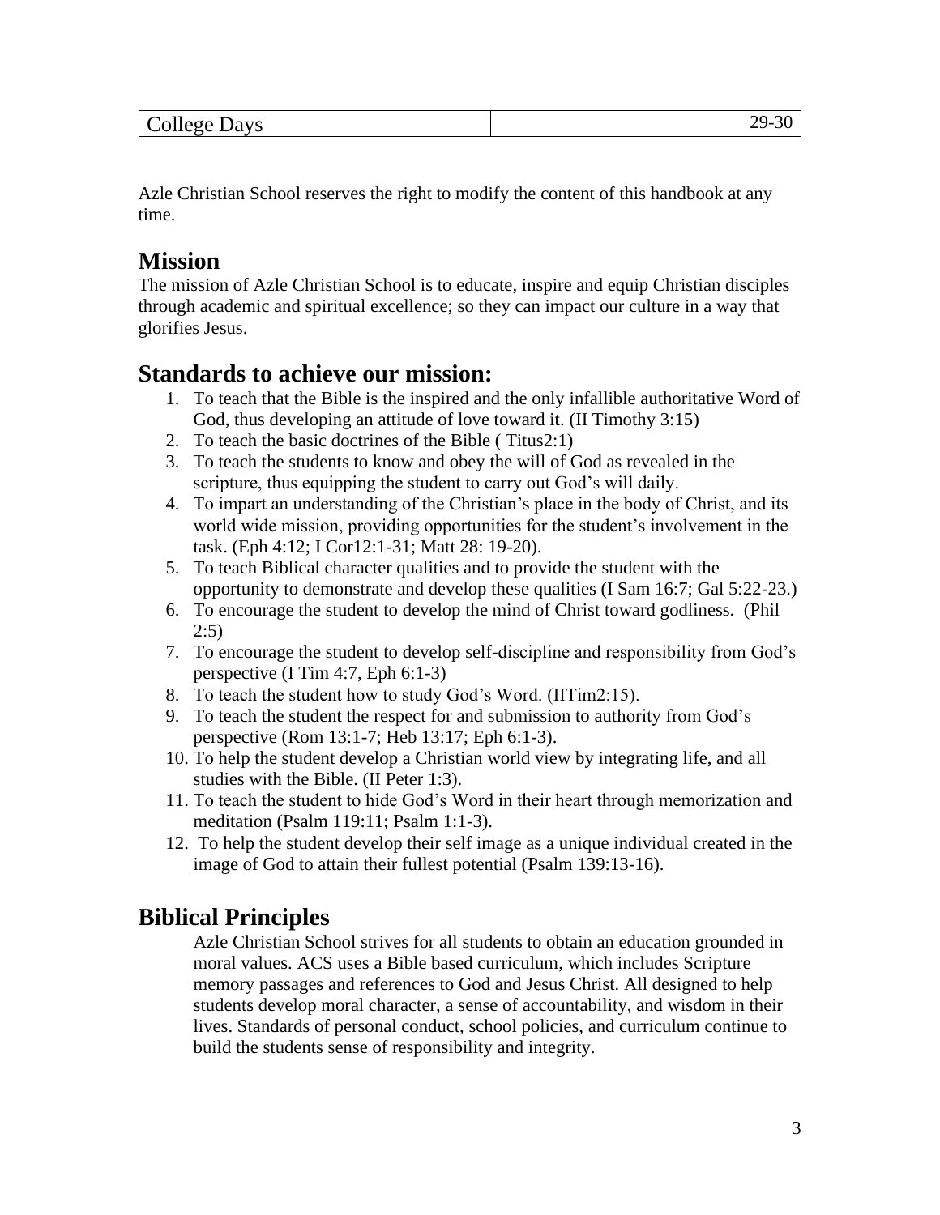| College Days | 29-30 |
|---|---|

Azle Christian School reserves the right to modify the content of this handbook at any time.

## Mission

The mission of Azle Christian School is to educate, inspire and equip Christian disciples through academic and spiritual excellence; so they can impact our culture in a way that glorifies Jesus.

## Standards to achieve our mission:

1. To teach that the Bible is the inspired and the only infallible authoritative Word of God, thus developing an attitude of love toward it. (II Timothy 3:15)
2. To teach the basic doctrines of the Bible ( Titus2:1)
3. To teach the students to know and obey the will of God as revealed in the scripture, thus equipping the student to carry out God's will daily.
4. To impart an understanding of the Christian's place in the body of Christ, and its world wide mission, providing opportunities for the student's involvement in the task. (Eph 4:12; I Cor12:1-31; Matt 28: 19-20).
5. To teach Biblical character qualities and to provide the student with the opportunity to demonstrate and develop these qualities (I Sam 16:7; Gal 5:22-23.)
6. To encourage the student to develop the mind of Christ toward godliness. (Phil 2:5)
7. To encourage the student to develop self-discipline and responsibility from God's perspective (I Tim 4:7, Eph 6:1-3)
8. To teach the student how to study God's Word. (IITim2:15).
9. To teach the student the respect for and submission to authority from God's perspective (Rom 13:1-7; Heb 13:17; Eph 6:1-3).
10. To help the student develop a Christian world view by integrating life, and all studies with the Bible. (II Peter 1:3).
11. To teach the student to hide God's Word in their heart through memorization and meditation (Psalm 119:11; Psalm 1:1-3).
12. To help the student develop their self image as a unique individual created in the image of God to attain their fullest potential (Psalm 139:13-16).

## Biblical Principles

Azle Christian School strives for all students to obtain an education grounded in moral values. ACS uses a Bible based curriculum, which includes Scripture memory passages and references to God and Jesus Christ. All designed to help students develop moral character, a sense of accountability, and wisdom in their lives. Standards of personal conduct, school policies, and curriculum continue to build the students sense of responsibility and integrity.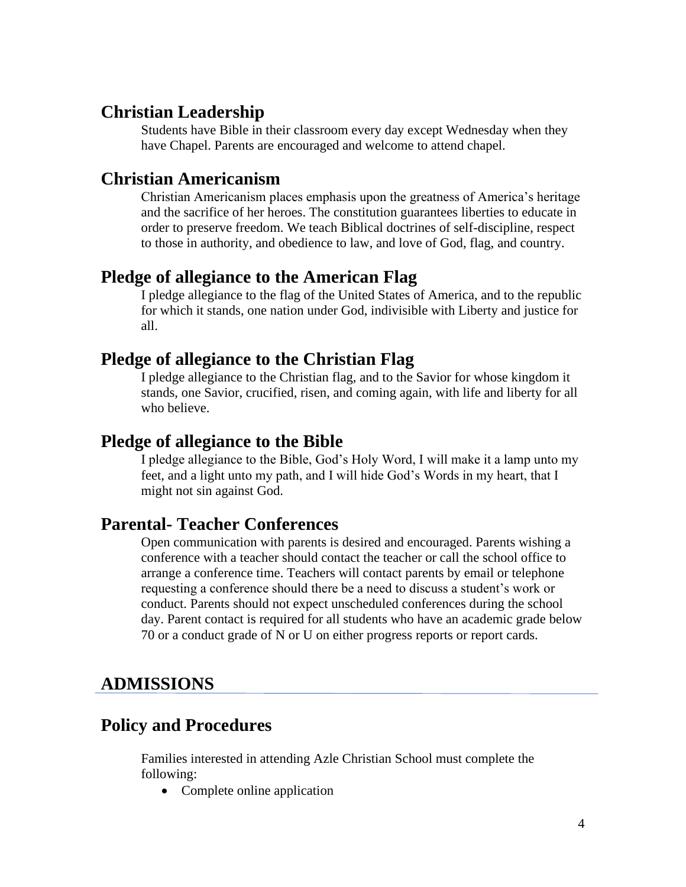## Christian Leadership

Students have Bible in their classroom every day except Wednesday when they have Chapel. Parents are encouraged and welcome to attend chapel.

## Christian Americanism

Christian Americanism places emphasis upon the greatness of America's heritage and the sacrifice of her heroes. The constitution guarantees liberties to educate in order to preserve freedom. We teach Biblical doctrines of self-discipline, respect to those in authority, and obedience to law, and love of God, flag, and country.

## Pledge of allegiance to the American Flag

I pledge allegiance to the flag of the United States of America, and to the republic for which it stands, one nation under God, indivisible with Liberty and justice for all.

## Pledge of allegiance to the Christian Flag

I pledge allegiance to the Christian flag, and to the Savior for whose kingdom it stands, one Savior, crucified, risen, and coming again, with life and liberty for all who believe.

## Pledge of allegiance to the Bible

I pledge allegiance to the Bible, God's Holy Word, I will make it a lamp unto my feet, and a light unto my path, and I will hide God's Words in my heart, that I might not sin against God.

## Parental- Teacher Conferences

Open communication with parents is desired and encouraged. Parents wishing a conference with a teacher should contact the teacher or call the school office to arrange a conference time. Teachers will contact parents by email or telephone requesting a conference should there be a need to discuss a student's work or conduct. Parents should not expect unscheduled conferences during the school day. Parent contact is required for all students who have an academic grade below 70 or a conduct grade of N or U on either progress reports or report cards.

# ADMISSIONS

## Policy and Procedures

Families interested in attending Azle Christian School must complete the following:

- Complete online application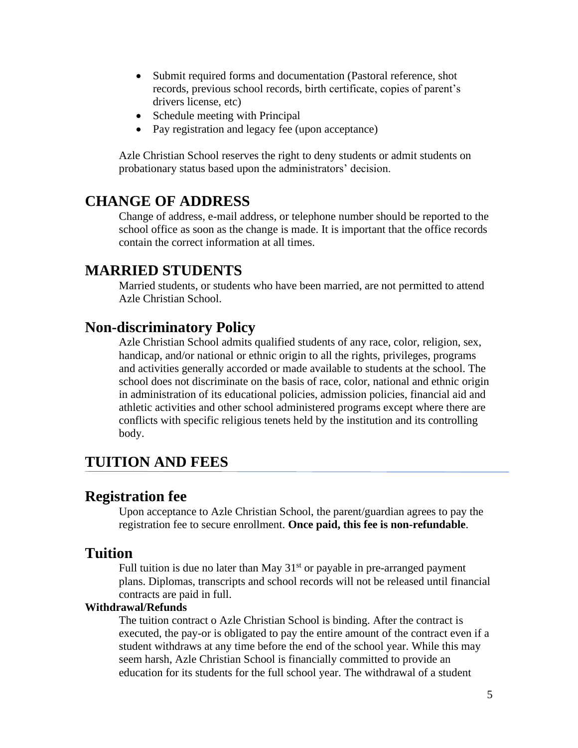- Submit required forms and documentation (Pastoral reference, shot records, previous school records, birth certificate, copies of parent's drivers license, etc)
- Schedule meeting with Principal
- Pay registration and legacy fee (upon acceptance)

Azle Christian School reserves the right to deny students or admit students on probationary status based upon the administrators' decision.

## CHANGE OF ADDRESS

Change of address, e-mail address, or telephone number should be reported to the school office as soon as the change is made. It is important that the office records contain the correct information at all times.

## MARRIED STUDENTS

Married students, or students who have been married, are not permitted to attend Azle Christian School.

## Non-discriminatory Policy

Azle Christian School admits qualified students of any race, color, religion, sex, handicap, and/or national or ethnic origin to all the rights, privileges, programs and activities generally accorded or made available to students at the school. The school does not discriminate on the basis of race, color, national and ethnic origin in administration of its educational policies, admission policies, financial aid and athletic activities and other school administered programs except where there are conflicts with specific religious tenets held by the institution and its controlling body.

# TUITION AND FEES

## Registration fee

Upon acceptance to Azle Christian School, the parent/guardian agrees to pay the registration fee to secure enrollment. **Once paid, this fee is non-refundable**.

## Tuition

Full tuition is due no later than May 31st or payable in pre-arranged payment plans. Diplomas, transcripts and school records will not be released until financial contracts are paid in full.

**Withdrawal/Refunds**

The tuition contract o Azle Christian School is binding. After the contract is executed, the pay-or is obligated to pay the entire amount of the contract even if a student withdraws at any time before the end of the school year. While this may seem harsh, Azle Christian School is financially committed to provide an education for its students for the full school year. The withdrawal of a student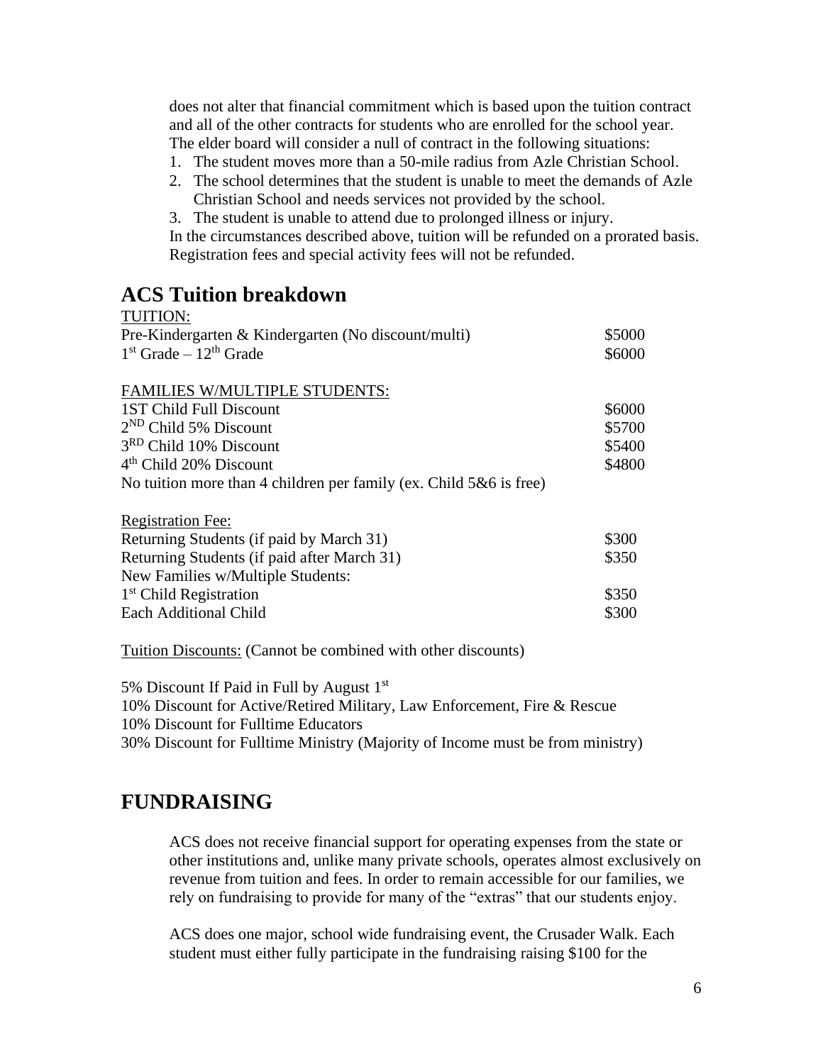does not alter that financial commitment which is based upon the tuition contract and all of the other contracts for students who are enrolled for the school year. The elder board will consider a null of contract in the following situations:

1. The student moves more than a 50-mile radius from Azle Christian School.
2. The school determines that the student is unable to meet the demands of Azle Christian School and needs services not provided by the school.
3. The student is unable to attend due to prolonged illness or injury.

In the circumstances described above, tuition will be refunded on a prorated basis. Registration fees and special activity fees will not be refunded.

## ACS Tuition breakdown

| TUITION: | |
|---|---|
| Pre-Kindergarten & Kindergarten (No discount/multi) | \$5000 |
| 1st Grade – 12th Grade | \$6000 |
| | |
| FAMILIES W/MULTIPLE STUDENTS: | |
| 1ST Child Full Discount | \$6000 |
| 2ND Child 5% Discount | \$5700 |
| 3RD Child 10% Discount | \$5400 |
| 4th Child 20% Discount | \$4800 |
| No tuition more than 4 children per family (ex. Child 5&6 is free) | |
| | |
| Registration Fee: | |
| Returning Students (if paid by March 31) | \$300 |
| Returning Students (if paid after March 31) | \$350 |
| New Families w/Multiple Students: | |
| 1st Child Registration | \$350 |
| Each Additional Child | \$300 |

Tuition Discounts: (Cannot be combined with other discounts)

5% Discount If Paid in Full by August 1st
10% Discount for Active/Retired Military, Law Enforcement, Fire & Rescue
10% Discount for Fulltime Educators
30% Discount for Fulltime Ministry (Majority of Income must be from ministry)

## FUNDRAISING

ACS does not receive financial support for operating expenses from the state or other institutions and, unlike many private schools, operates almost exclusively on revenue from tuition and fees. In order to remain accessible for our families, we rely on fundraising to provide for many of the "extras" that our students enjoy.

ACS does one major, school wide fundraising event, the Crusader Walk. Each student must either fully participate in the fundraising raising \$100 for the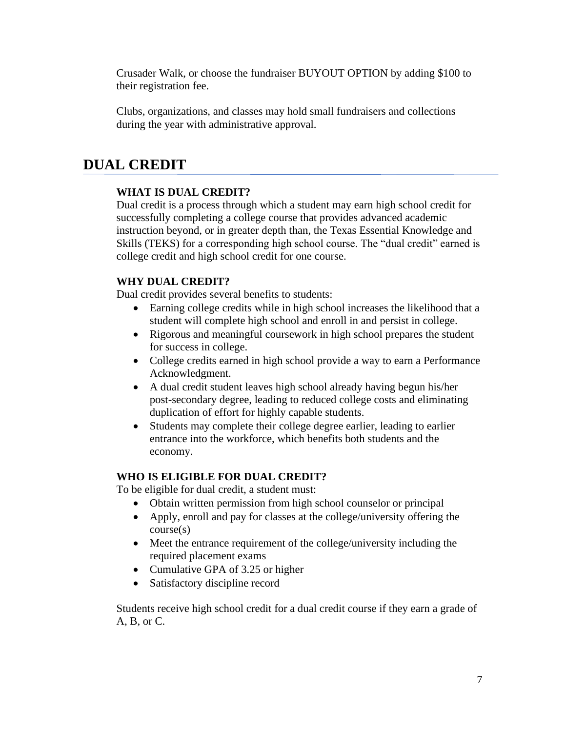Crusader Walk, or choose the fundraiser BUYOUT OPTION by adding $100 to their registration fee.

Clubs, organizations, and classes may hold small fundraisers and collections during the year with administrative approval.

# DUAL CREDIT

### WHAT IS DUAL CREDIT?

Dual credit is a process through which a student may earn high school credit for successfully completing a college course that provides advanced academic instruction beyond, or in greater depth than, the Texas Essential Knowledge and Skills (TEKS) for a corresponding high school course. The "dual credit" earned is college credit and high school credit for one course.

### WHY DUAL CREDIT?

Dual credit provides several benefits to students:

- Earning college credits while in high school increases the likelihood that a student will complete high school and enroll in and persist in college.
- Rigorous and meaningful coursework in high school prepares the student for success in college.
- College credits earned in high school provide a way to earn a Performance Acknowledgment.
- A dual credit student leaves high school already having begun his/her post-secondary degree, leading to reduced college costs and eliminating duplication of effort for highly capable students.
- Students may complete their college degree earlier, leading to earlier entrance into the workforce, which benefits both students and the economy.

### WHO IS ELIGIBLE FOR DUAL CREDIT?

To be eligible for dual credit, a student must:

- Obtain written permission from high school counselor or principal
- Apply, enroll and pay for classes at the college/university offering the course(s)
- Meet the entrance requirement of the college/university including the required placement exams
- Cumulative GPA of 3.25 or higher
- Satisfactory discipline record

Students receive high school credit for a dual credit course if they earn a grade of A, B, or C.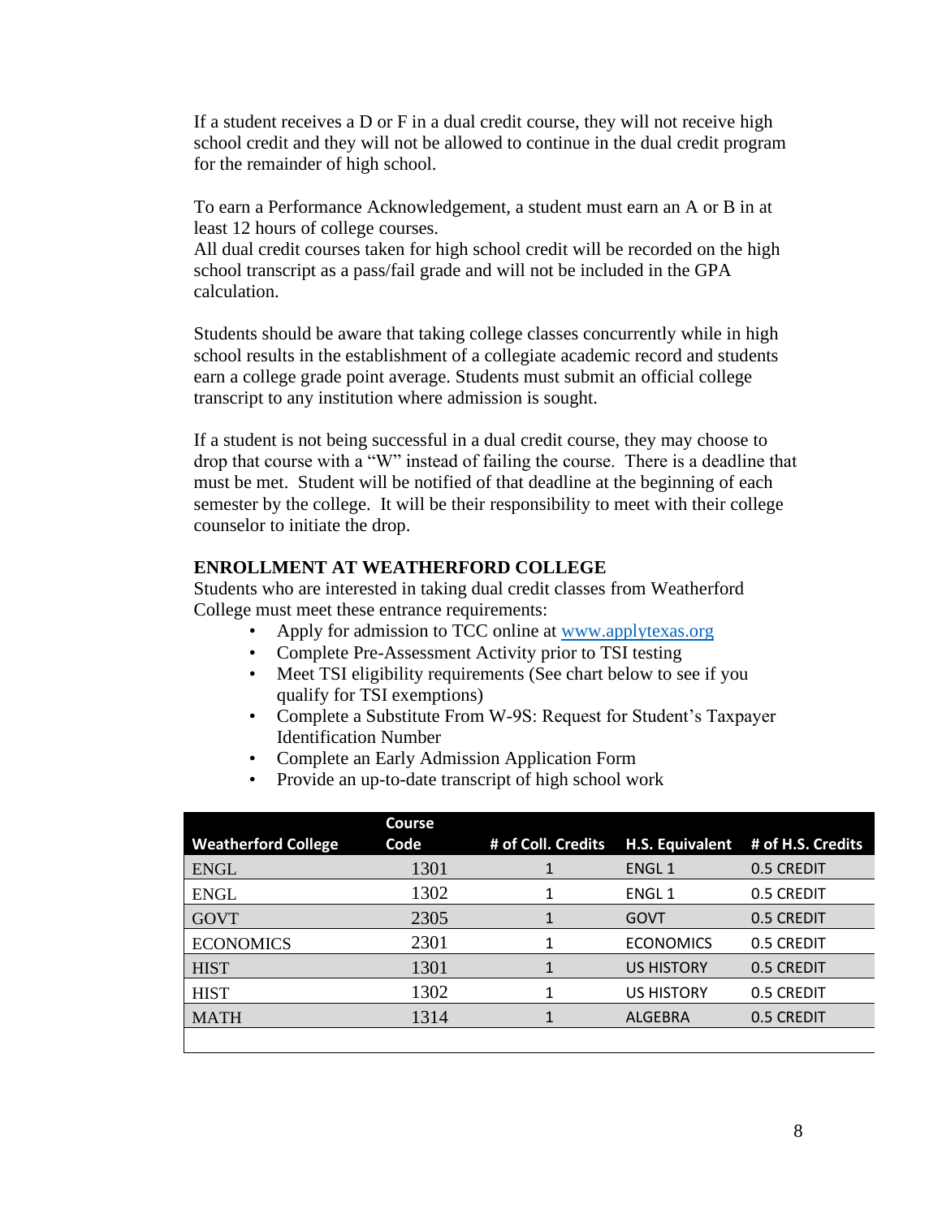If a student receives a D or F in a dual credit course, they will not receive high school credit and they will not be allowed to continue in the dual credit program for the remainder of high school.

To earn a Performance Acknowledgement, a student must earn an A or B in at least 12 hours of college courses.
All dual credit courses taken for high school credit will be recorded on the high school transcript as a pass/fail grade and will not be included in the GPA calculation.

Students should be aware that taking college classes concurrently while in high school results in the establishment of a collegiate academic record and students earn a college grade point average. Students must submit an official college transcript to any institution where admission is sought.

If a student is not being successful in a dual credit course, they may choose to drop that course with a "W" instead of failing the course. There is a deadline that must be met. Student will be notified of that deadline at the beginning of each semester by the college. It will be their responsibility to meet with their college counselor to initiate the drop.

**ENROLLMENT AT WEATHERFORD COLLEGE**

Students who are interested in taking dual credit classes from Weatherford College must meet these entrance requirements:

- Apply for admission to TCC online at [www.applytexas.org](www.applytexas.org)
- Complete Pre-Assessment Activity prior to TSI testing
- Meet TSI eligibility requirements (See chart below to see if you qualify for TSI exemptions)
- Complete a Substitute From W-9S: Request for Student's Taxpayer Identification Number
- Complete an Early Admission Application Form
- Provide an up-to-date transcript of high school work

| Weatherford College | Course Code | # of Coll. Credits | H.S. Equivalent | # of H.S. Credits |
|---|---|---|---|---|
| ENGL | 1301 | 1 | ENGL 1 | 0.5 CREDIT |
| ENGL | 1302 | 1 | ENGL 1 | 0.5 CREDIT |
| GOVT | 2305 | 1 | GOVT | 0.5 CREDIT |
| ECONOMICS | 2301 | 1 | ECONOMICS | 0.5 CREDIT |
| HIST | 1301 | 1 | US HISTORY | 0.5 CREDIT |
| HIST | 1302 | 1 | US HISTORY | 0.5 CREDIT |
| MATH | 1314 | 1 | ALGEBRA | 0.5 CREDIT |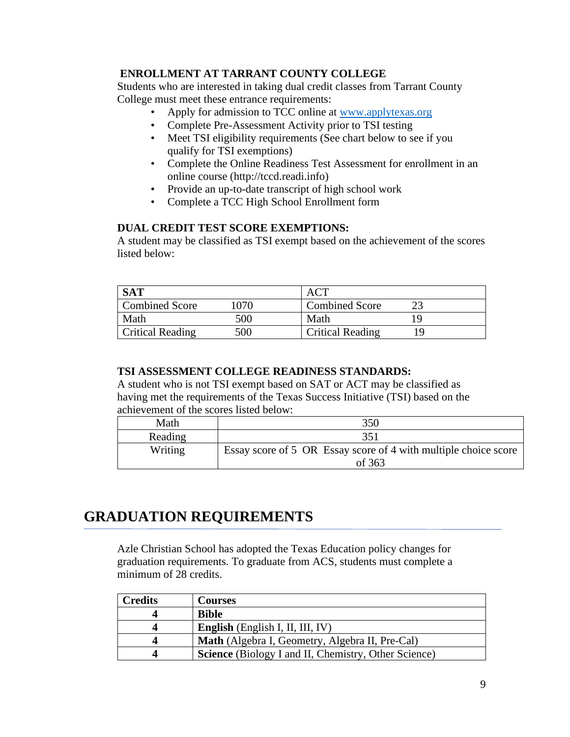**ENROLLMENT AT TARRANT COUNTY COLLEGE**

Students who are interested in taking dual credit classes from Tarrant County College must meet these entrance requirements:

- Apply for admission to TCC online at www.applytexas.org
- Complete Pre-Assessment Activity prior to TSI testing
- Meet TSI eligibility requirements (See chart below to see if you qualify for TSI exemptions)
- Complete the Online Readiness Test Assessment for enrollment in an online course (http://tccd.readi.info)
- Provide an up-to-date transcript of high school work
- Complete a TCC High School Enrollment form

**DUAL CREDIT TEST SCORE EXEMPTIONS:**

A student may be classified as TSI exempt based on the achievement of the scores listed below:

| **SAT** | | ACT | |
|---|---|---|---|
| Combined Score | 1070 | Combined Score | 23 |
| Math | 500 | Math | 19 |
| Critical Reading | 500 | Critical Reading | 19 |

**TSI ASSESSMENT COLLEGE READINESS STANDARDS:**

A student who is not TSI exempt based on SAT or ACT may be classified as having met the requirements of the Texas Success Initiative (TSI) based on the achievement of the scores listed below:

| | |
|---|---|
| Math | 350 |
| Reading | 351 |
| Writing | Essay score of 5 OR Essay score of 4 with multiple choice score of 363 |

# GRADUATION REQUIREMENTS

Azle Christian School has adopted the Texas Education policy changes for graduation requirements. To graduate from ACS, students must complete a minimum of 28 credits.

| **Credits** | **Courses** |
|---|---|
| **4** | **Bible** |
| **4** | **English** (English I, II, III, IV) |
| **4** | **Math** (Algebra I, Geometry, Algebra II, Pre-Cal) |
| **4** | **Science** (Biology I and II, Chemistry, Other Science) |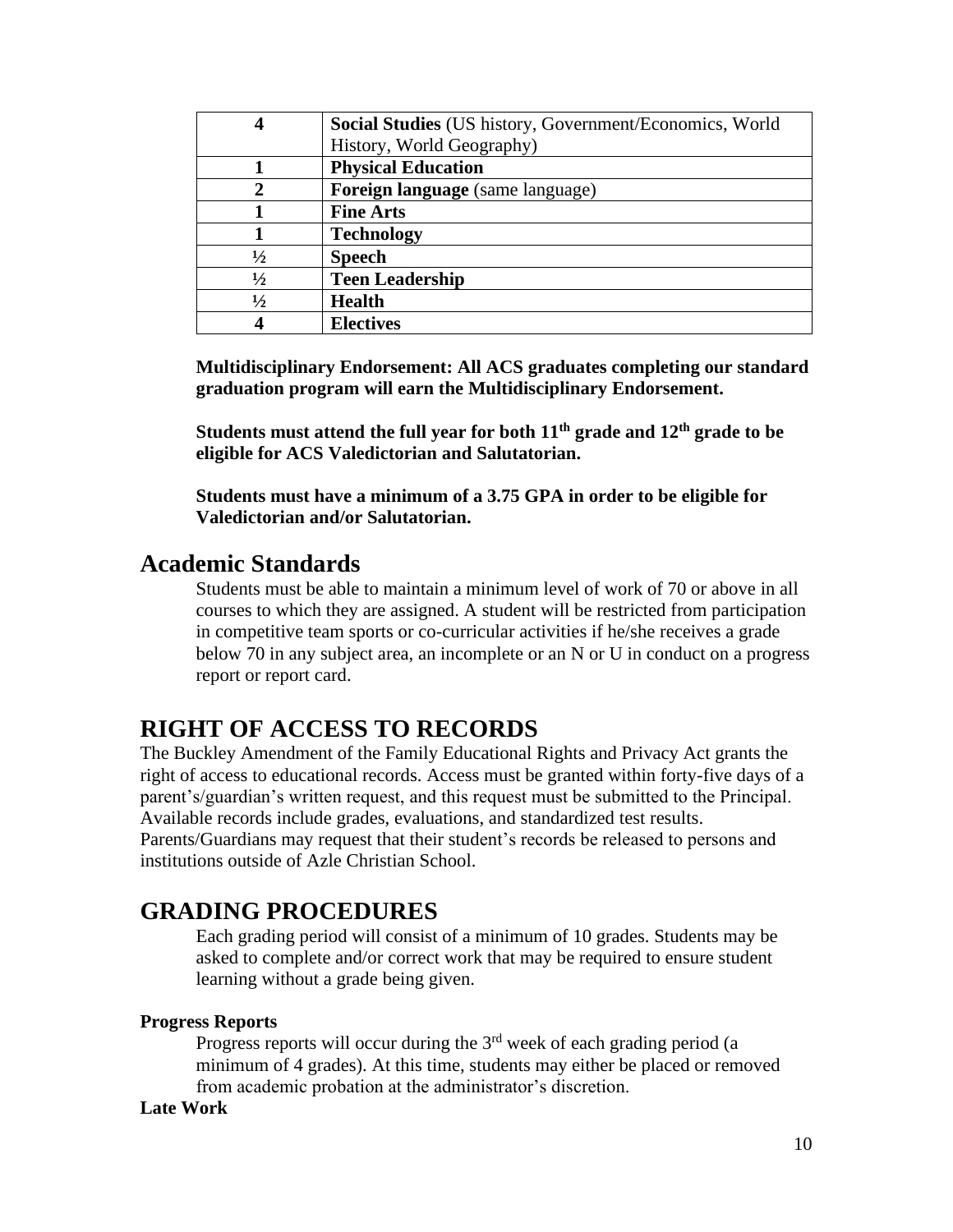| | |
|---|---|
| **4** | **Social Studies** (US history, Government/Economics, World History, World Geography) |
| **1** | **Physical Education** |
| **2** | **Foreign language** (same language) |
| **1** | **Fine Arts** |
| **1** | **Technology** |
| **½** | **Speech** |
| **½** | **Teen Leadership** |
| **½** | **Health** |
| **4** | **Electives** |

**Multidisciplinary Endorsement: All ACS graduates completing our standard graduation program will earn the Multidisciplinary Endorsement.**

**Students must attend the full year for both 11th grade and 12th grade to be eligible for ACS Valedictorian and Salutatorian.**

**Students must have a minimum of a 3.75 GPA in order to be eligible for Valedictorian and/or Salutatorian.**

## Academic Standards

Students must be able to maintain a minimum level of work of 70 or above in all courses to which they are assigned. A student will be restricted from participation in competitive team sports or co-curricular activities if he/she receives a grade below 70 in any subject area, an incomplete or an N or U in conduct on a progress report or report card.

## RIGHT OF ACCESS TO RECORDS

The Buckley Amendment of the Family Educational Rights and Privacy Act grants the right of access to educational records. Access must be granted within forty-five days of a parent's/guardian's written request, and this request must be submitted to the Principal. Available records include grades, evaluations, and standardized test results. Parents/Guardians may request that their student's records be released to persons and institutions outside of Azle Christian School.

## GRADING PROCEDURES

Each grading period will consist of a minimum of 10 grades. Students may be asked to complete and/or correct work that may be required to ensure student learning without a grade being given.

**Progress Reports**

Progress reports will occur during the 3rd week of each grading period (a minimum of 4 grades). At this time, students may either be placed or removed from academic probation at the administrator's discretion.

**Late Work**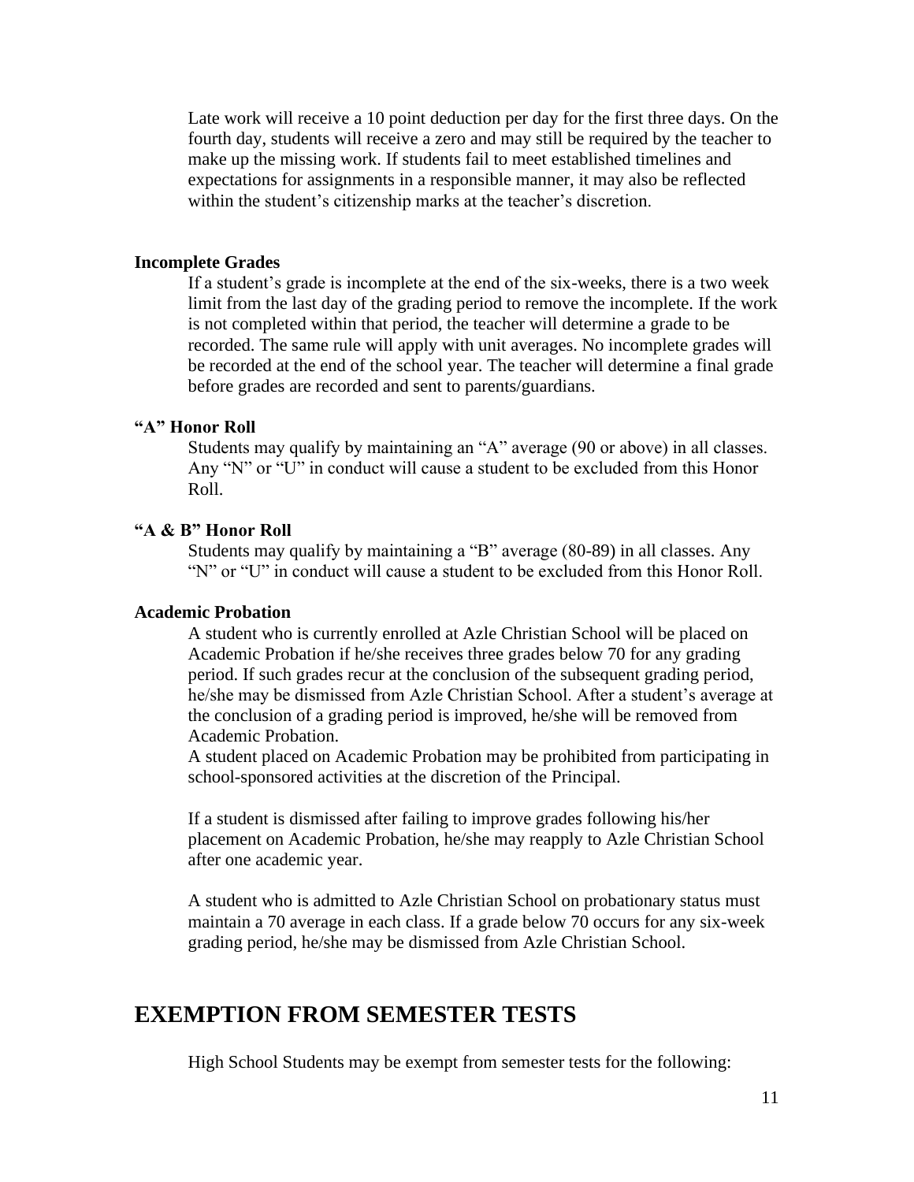Late work will receive a 10 point deduction per day for the first three days. On the fourth day, students will receive a zero and may still be required by the teacher to make up the missing work. If students fail to meet established timelines and expectations for assignments in a responsible manner, it may also be reflected within the student's citizenship marks at the teacher's discretion.

### Incomplete Grades

If a student's grade is incomplete at the end of the six-weeks, there is a two week limit from the last day of the grading period to remove the incomplete. If the work is not completed within that period, the teacher will determine a grade to be recorded. The same rule will apply with unit averages. No incomplete grades will be recorded at the end of the school year. The teacher will determine a final grade before grades are recorded and sent to parents/guardians.

### "A" Honor Roll

Students may qualify by maintaining an "A" average (90 or above) in all classes. Any "N" or "U" in conduct will cause a student to be excluded from this Honor Roll.

### "A & B" Honor Roll

Students may qualify by maintaining a "B" average (80-89) in all classes. Any "N" or "U" in conduct will cause a student to be excluded from this Honor Roll.

### Academic Probation

A student who is currently enrolled at Azle Christian School will be placed on Academic Probation if he/she receives three grades below 70 for any grading period. If such grades recur at the conclusion of the subsequent grading period, he/she may be dismissed from Azle Christian School. After a student's average at the conclusion of a grading period is improved, he/she will be removed from Academic Probation.
A student placed on Academic Probation may be prohibited from participating in school-sponsored activities at the discretion of the Principal.

If a student is dismissed after failing to improve grades following his/her placement on Academic Probation, he/she may reapply to Azle Christian School after one academic year.

A student who is admitted to Azle Christian School on probationary status must maintain a 70 average in each class. If a grade below 70 occurs for any six-week grading period, he/she may be dismissed from Azle Christian School.

## EXEMPTION FROM SEMESTER TESTS

High School Students may be exempt from semester tests for the following: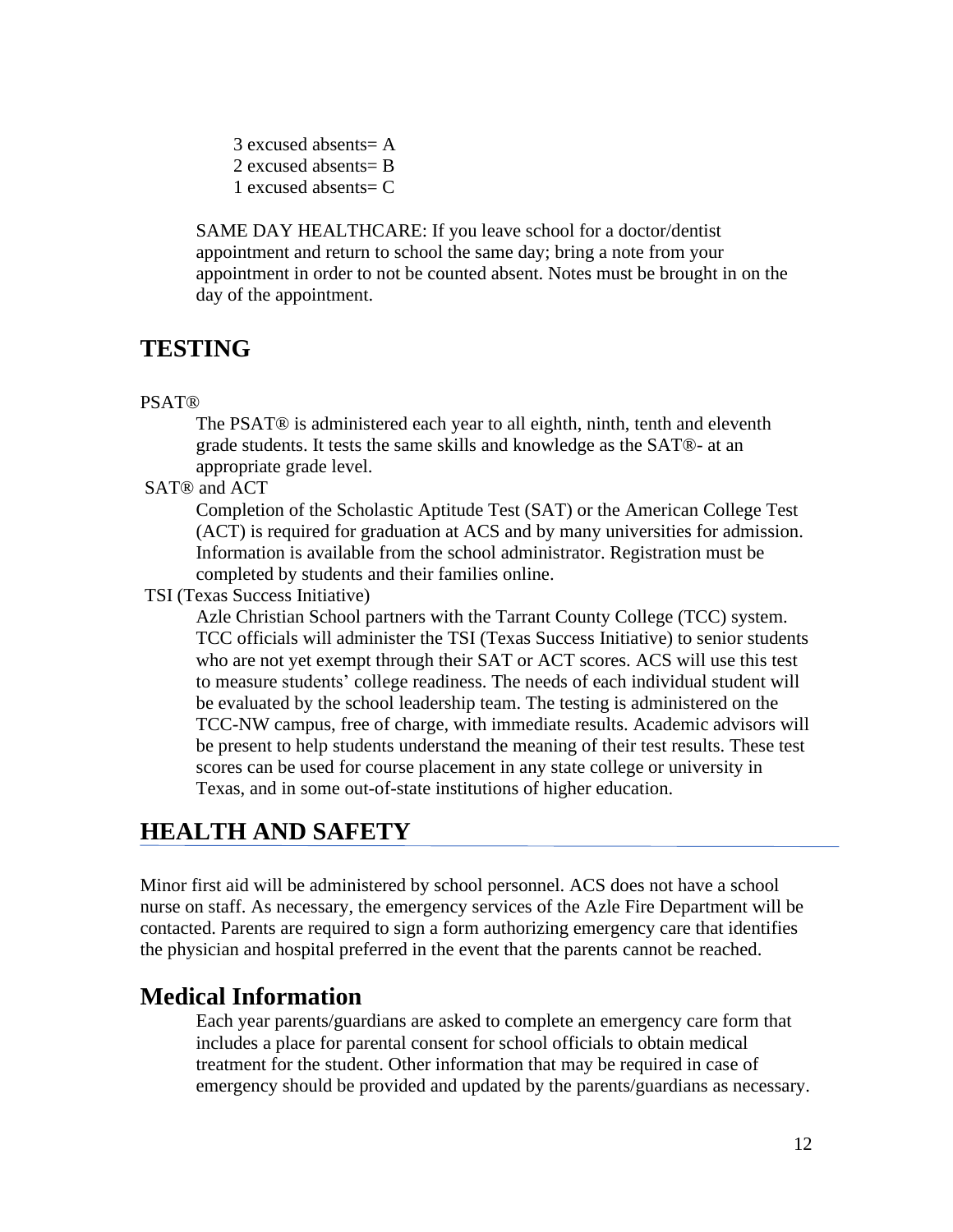3 excused absents= A
2 excused absents= B
1 excused absents= C

SAME DAY HEALTHCARE: If you leave school for a doctor/dentist appointment and return to school the same day; bring a note from your appointment in order to not be counted absent. Notes must be brought in on the day of the appointment.

## TESTING

PSAT®

The PSAT® is administered each year to all eighth, ninth, tenth and eleventh grade students. It tests the same skills and knowledge as the SAT®- at an appropriate grade level.

SAT® and ACT

Completion of the Scholastic Aptitude Test (SAT) or the American College Test (ACT) is required for graduation at ACS and by many universities for admission. Information is available from the school administrator. Registration must be completed by students and their families online.

TSI (Texas Success Initiative)

Azle Christian School partners with the Tarrant County College (TCC) system. TCC officials will administer the TSI (Texas Success Initiative) to senior students who are not yet exempt through their SAT or ACT scores. ACS will use this test to measure students' college readiness. The needs of each individual student will be evaluated by the school leadership team. The testing is administered on the TCC-NW campus, free of charge, with immediate results. Academic advisors will be present to help students understand the meaning of their test results. These test scores can be used for course placement in any state college or university in Texas, and in some out-of-state institutions of higher education.

## HEALTH AND SAFETY

Minor first aid will be administered by school personnel. ACS does not have a school nurse on staff. As necessary, the emergency services of the Azle Fire Department will be contacted. Parents are required to sign a form authorizing emergency care that identifies the physician and hospital preferred in the event that the parents cannot be reached.

### Medical Information

Each year parents/guardians are asked to complete an emergency care form that includes a place for parental consent for school officials to obtain medical treatment for the student. Other information that may be required in case of emergency should be provided and updated by the parents/guardians as necessary.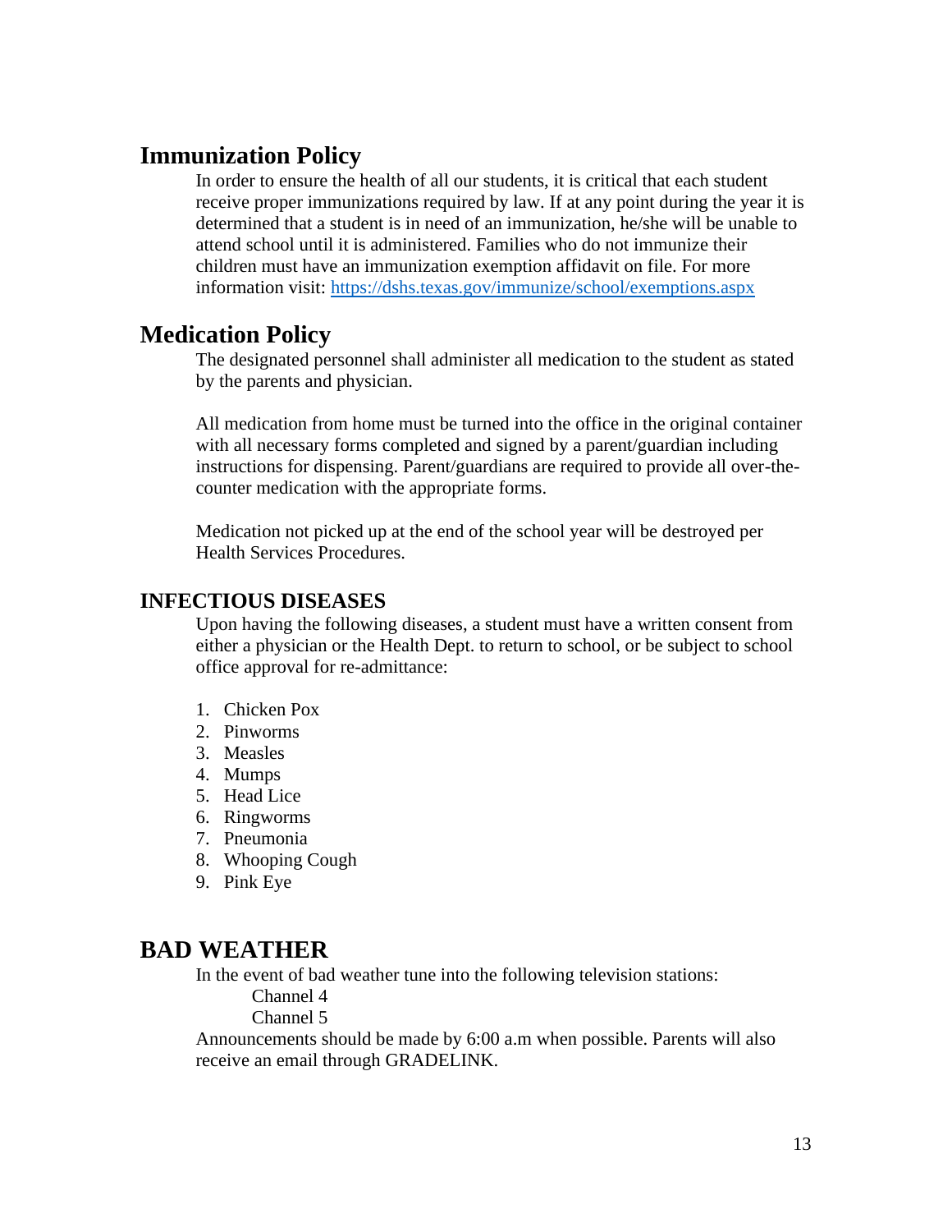## Immunization Policy

In order to ensure the health of all our students, it is critical that each student receive proper immunizations required by law. If at any point during the year it is determined that a student is in need of an immunization, he/she will be unable to attend school until it is administered. Families who do not immunize their children must have an immunization exemption affidavit on file. For more information visit: [https://dshs.texas.gov/immunize/school/exemptions.aspx](https://dshs.texas.gov/immunize/school/exemptions.aspx)

## Medication Policy

The designated personnel shall administer all medication to the student as stated by the parents and physician.

All medication from home must be turned into the office in the original container with all necessary forms completed and signed by a parent/guardian including instructions for dispensing. Parent/guardians are required to provide all over-the-counter medication with the appropriate forms.

Medication not picked up at the end of the school year will be destroyed per Health Services Procedures.

### INFECTIOUS DISEASES

Upon having the following diseases, a student must have a written consent from either a physician or the Health Dept. to return to school, or be subject to school office approval for re-admittance:

1. Chicken Pox
2. Pinworms
3. Measles
4. Mumps
5. Head Lice
6. Ringworms
7. Pneumonia
8. Whooping Cough
9. Pink Eye

## BAD WEATHER

In the event of bad weather tune into the following television stations:

Channel 4
Channel 5

Announcements should be made by 6:00 a.m when possible. Parents will also receive an email through GRADELINK.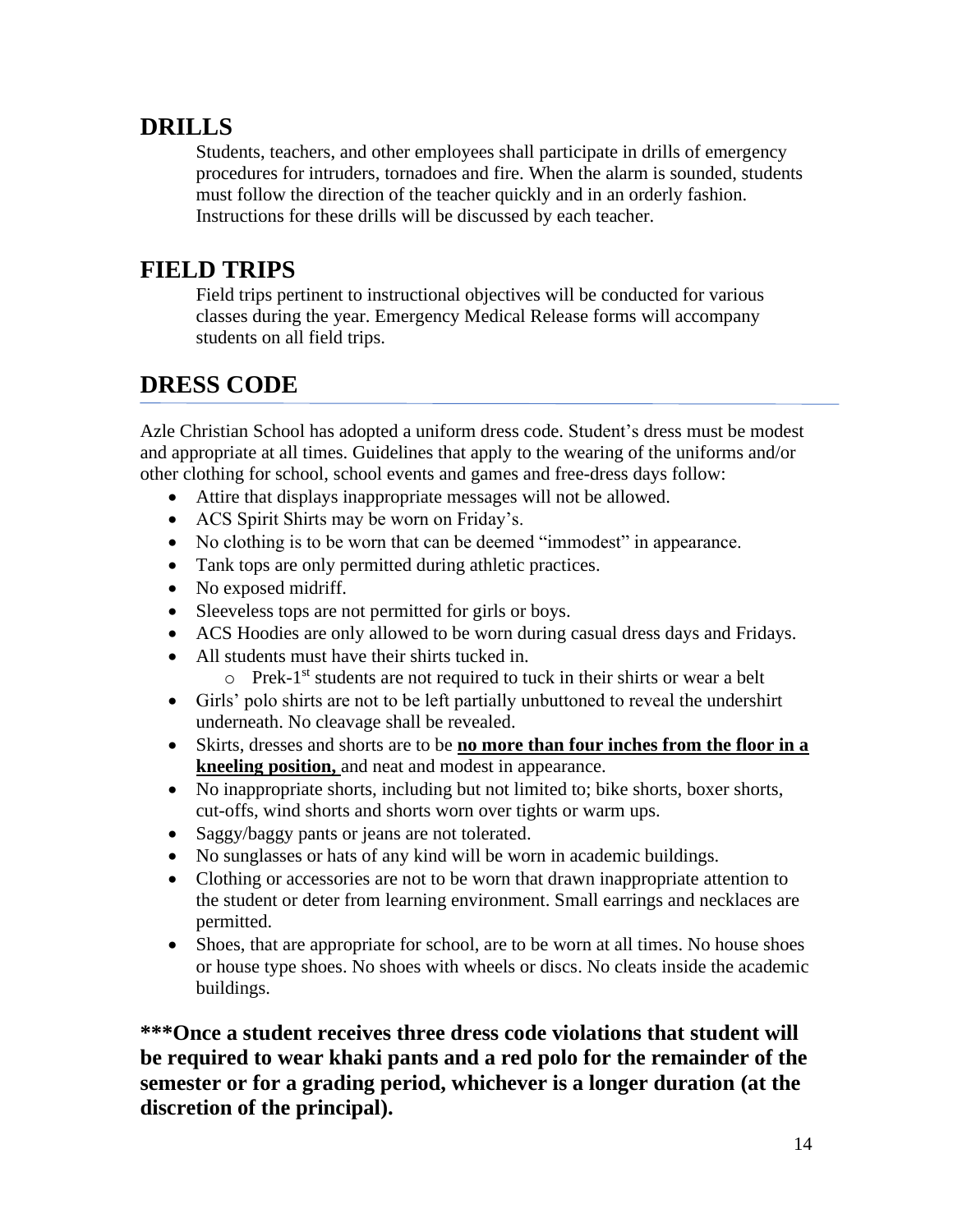## DRILLS

Students, teachers, and other employees shall participate in drills of emergency procedures for intruders, tornadoes and fire. When the alarm is sounded, students must follow the direction of the teacher quickly and in an orderly fashion. Instructions for these drills will be discussed by each teacher.

## FIELD TRIPS

Field trips pertinent to instructional objectives will be conducted for various classes during the year. Emergency Medical Release forms will accompany students on all field trips.

## DRESS CODE

Azle Christian School has adopted a uniform dress code. Student's dress must be modest and appropriate at all times. Guidelines that apply to the wearing of the uniforms and/or other clothing for school, school events and games and free-dress days follow:

- Attire that displays inappropriate messages will not be allowed.
- ACS Spirit Shirts may be worn on Friday's.
- No clothing is to be worn that can be deemed "immodest" in appearance.
- Tank tops are only permitted during athletic practices.
- No exposed midriff.
- Sleeveless tops are not permitted for girls or boys.
- ACS Hoodies are only allowed to be worn during casual dress days and Fridays.
- All students must have their shirts tucked in.
  - Prek-1st students are not required to tuck in their shirts or wear a belt
- Girls' polo shirts are not to be left partially unbuttoned to reveal the undershirt underneath. No cleavage shall be revealed.
- Skirts, dresses and shorts are to be **<u>no more than four inches from the floor in a kneeling position,</u>** and neat and modest in appearance.
- No inappropriate shorts, including but not limited to; bike shorts, boxer shorts, cut-offs, wind shorts and shorts worn over tights or warm ups.
- Saggy/baggy pants or jeans are not tolerated.
- No sunglasses or hats of any kind will be worn in academic buildings.
- Clothing or accessories are not to be worn that drawn inappropriate attention to the student or deter from learning environment. Small earrings and necklaces are permitted.
- Shoes, that are appropriate for school, are to be worn at all times. No house shoes or house type shoes. No shoes with wheels or discs. No cleats inside the academic buildings.

**\*\*\*Once a student receives three dress code violations that student will be required to wear khaki pants and a red polo for the remainder of the semester or for a grading period, whichever is a longer duration (at the discretion of the principal).**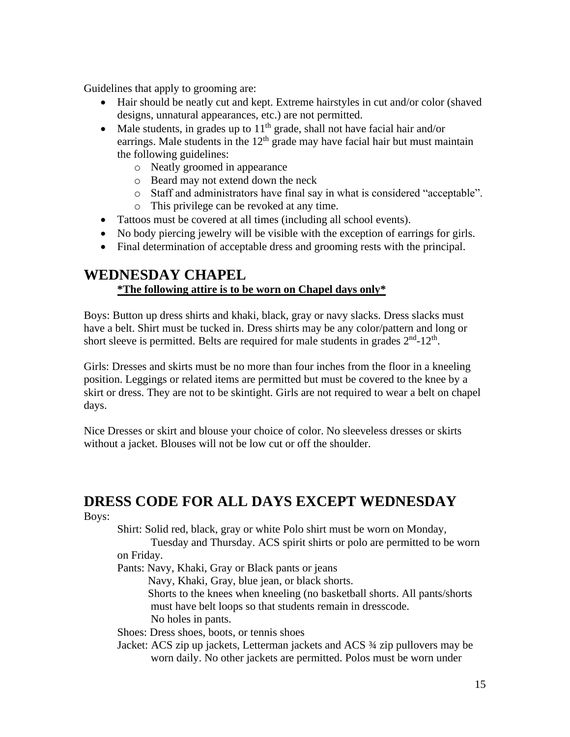Guidelines that apply to grooming are:

- Hair should be neatly cut and kept. Extreme hairstyles in cut and/or color (shaved designs, unnatural appearances, etc.) are not permitted.
- Male students, in grades up to 11th grade, shall not have facial hair and/or earrings. Male students in the 12th grade may have facial hair but must maintain the following guidelines:
  - Neatly groomed in appearance
  - Beard may not extend down the neck
  - Staff and administrators have final say in what is considered "acceptable".
  - This privilege can be revoked at any time.
- Tattoos must be covered at all times (including all school events).
- No body piercing jewelry will be visible with the exception of earrings for girls.
- Final determination of acceptable dress and grooming rests with the principal.

## WEDNESDAY CHAPEL

**\*The following attire is to be worn on Chapel days only\***

Boys: Button up dress shirts and khaki, black, gray or navy slacks. Dress slacks must have a belt. Shirt must be tucked in. Dress shirts may be any color/pattern and long or short sleeve is permitted. Belts are required for male students in grades 2nd-12th.

Girls: Dresses and skirts must be no more than four inches from the floor in a kneeling position. Leggings or related items are permitted but must be covered to the knee by a skirt or dress. They are not to be skintight. Girls are not required to wear a belt on chapel days.

Nice Dresses or skirt and blouse your choice of color. No sleeveless dresses or skirts without a jacket. Blouses will not be low cut or off the shoulder.

## DRESS CODE FOR ALL DAYS EXCEPT WEDNESDAY

Boys:

Shirt: Solid red, black, gray or white Polo shirt must be worn on Monday, Tuesday and Thursday. ACS spirit shirts or polo are permitted to be worn on Friday.

Pants: Navy, Khaki, Gray or Black pants or jeans
Navy, Khaki, Gray, blue jean, or black shorts.
Shorts to the knees when kneeling (no basketball shorts. All pants/shorts must have belt loops so that students remain in dresscode.
No holes in pants.

Shoes: Dress shoes, boots, or tennis shoes

Jacket: ACS zip up jackets, Letterman jackets and ACS ¾ zip pullovers may be worn daily. No other jackets are permitted. Polos must be worn under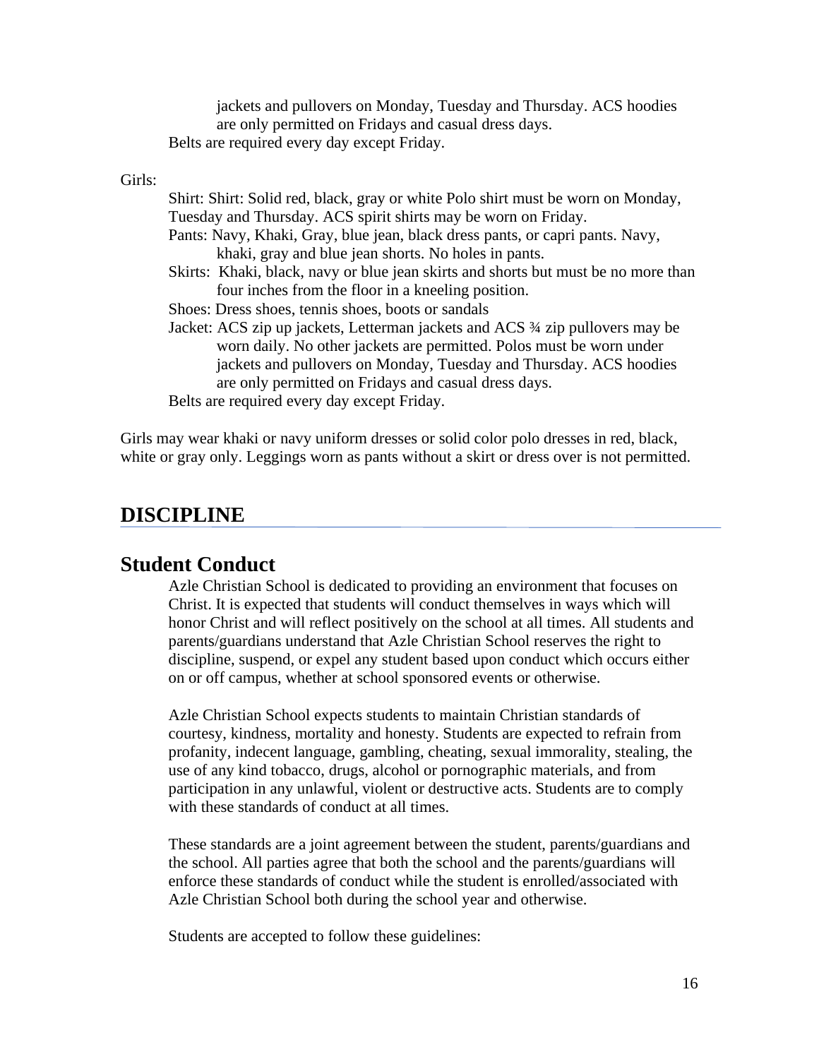jackets and pullovers on Monday, Tuesday and Thursday. ACS hoodies are only permitted on Fridays and casual dress days.

Belts are required every day except Friday.

Girls:

Shirt: Shirt: Solid red, black, gray or white Polo shirt must be worn on Monday, Tuesday and Thursday. ACS spirit shirts may be worn on Friday.

Pants: Navy, Khaki, Gray, blue jean, black dress pants, or capri pants. Navy, khaki, gray and blue jean shorts. No holes in pants.

Skirts: Khaki, black, navy or blue jean skirts and shorts but must be no more than four inches from the floor in a kneeling position.

Shoes: Dress shoes, tennis shoes, boots or sandals

Jacket: ACS zip up jackets, Letterman jackets and ACS ¾ zip pullovers may be worn daily. No other jackets are permitted. Polos must be worn under jackets and pullovers on Monday, Tuesday and Thursday. ACS hoodies are only permitted on Fridays and casual dress days.

Belts are required every day except Friday.

Girls may wear khaki or navy uniform dresses or solid color polo dresses in red, black, white or gray only. Leggings worn as pants without a skirt or dress over is not permitted.

# DISCIPLINE

## Student Conduct

Azle Christian School is dedicated to providing an environment that focuses on Christ. It is expected that students will conduct themselves in ways which will honor Christ and will reflect positively on the school at all times. All students and parents/guardians understand that Azle Christian School reserves the right to discipline, suspend, or expel any student based upon conduct which occurs either on or off campus, whether at school sponsored events or otherwise.

Azle Christian School expects students to maintain Christian standards of courtesy, kindness, mortality and honesty. Students are expected to refrain from profanity, indecent language, gambling, cheating, sexual immorality, stealing, the use of any kind tobacco, drugs, alcohol or pornographic materials, and from participation in any unlawful, violent or destructive acts. Students are to comply with these standards of conduct at all times.

These standards are a joint agreement between the student, parents/guardians and the school. All parties agree that both the school and the parents/guardians will enforce these standards of conduct while the student is enrolled/associated with Azle Christian School both during the school year and otherwise.

Students are accepted to follow these guidelines: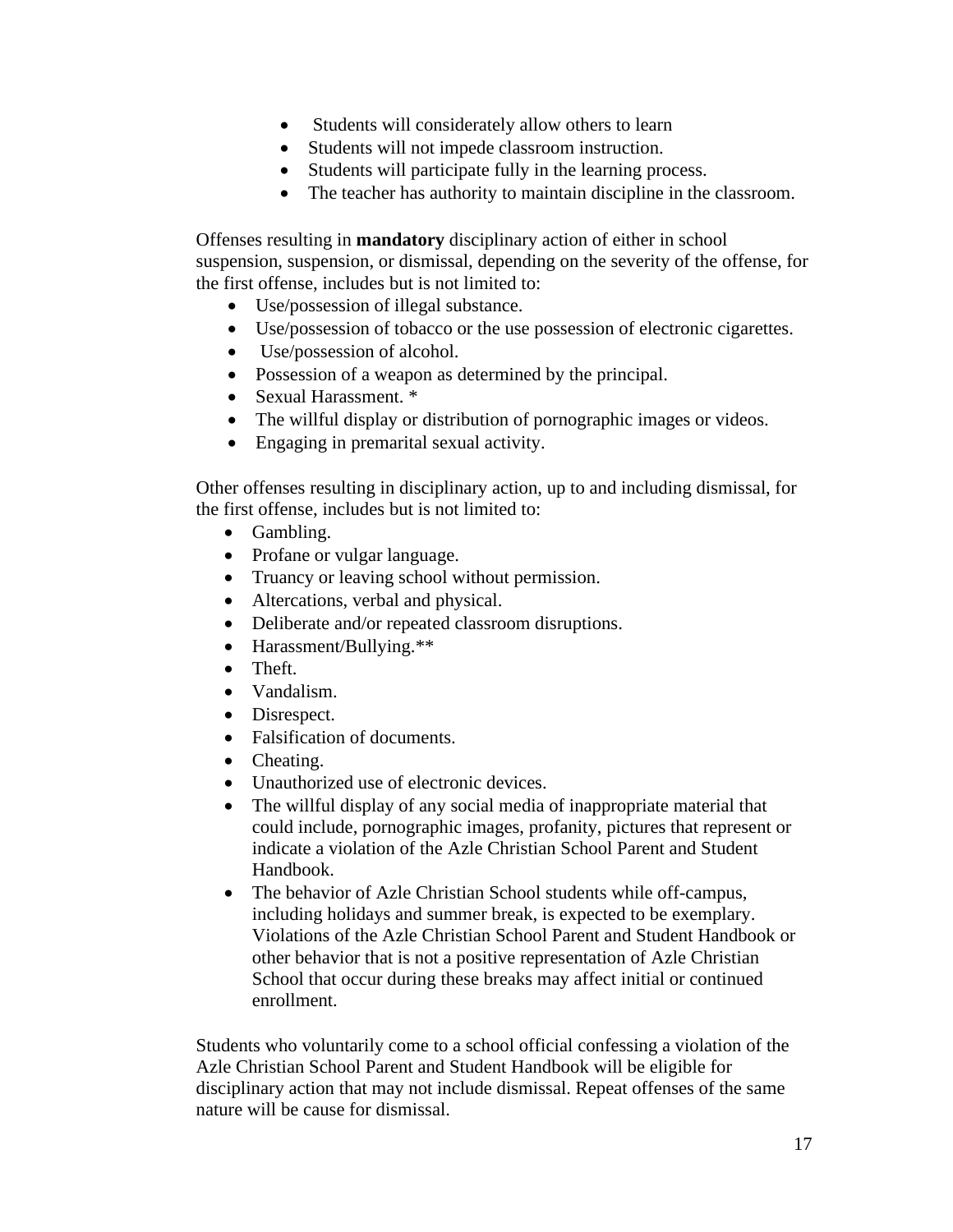- Students will considerately allow others to learn
- Students will not impede classroom instruction.
- Students will participate fully in the learning process.
- The teacher has authority to maintain discipline in the classroom.

Offenses resulting in **mandatory** disciplinary action of either in school suspension, suspension, or dismissal, depending on the severity of the offense, for the first offense, includes but is not limited to:

- Use/possession of illegal substance.
- Use/possession of tobacco or the use possession of electronic cigarettes.
- Use/possession of alcohol.
- Possession of a weapon as determined by the principal.
- Sexual Harassment. *
- The willful display or distribution of pornographic images or videos.
- Engaging in premarital sexual activity.

Other offenses resulting in disciplinary action, up to and including dismissal, for the first offense, includes but is not limited to:

- Gambling.
- Profane or vulgar language.
- Truancy or leaving school without permission.
- Altercations, verbal and physical.
- Deliberate and/or repeated classroom disruptions.
- Harassment/Bullying.**
- Theft.
- Vandalism.
- Disrespect.
- Falsification of documents.
- Cheating.
- Unauthorized use of electronic devices.
- The willful display of any social media of inappropriate material that could include, pornographic images, profanity, pictures that represent or indicate a violation of the Azle Christian School Parent and Student Handbook.
- The behavior of Azle Christian School students while off-campus, including holidays and summer break, is expected to be exemplary. Violations of the Azle Christian School Parent and Student Handbook or other behavior that is not a positive representation of Azle Christian School that occur during these breaks may affect initial or continued enrollment.

Students who voluntarily come to a school official confessing a violation of the Azle Christian School Parent and Student Handbook will be eligible for disciplinary action that may not include dismissal. Repeat offenses of the same nature will be cause for dismissal.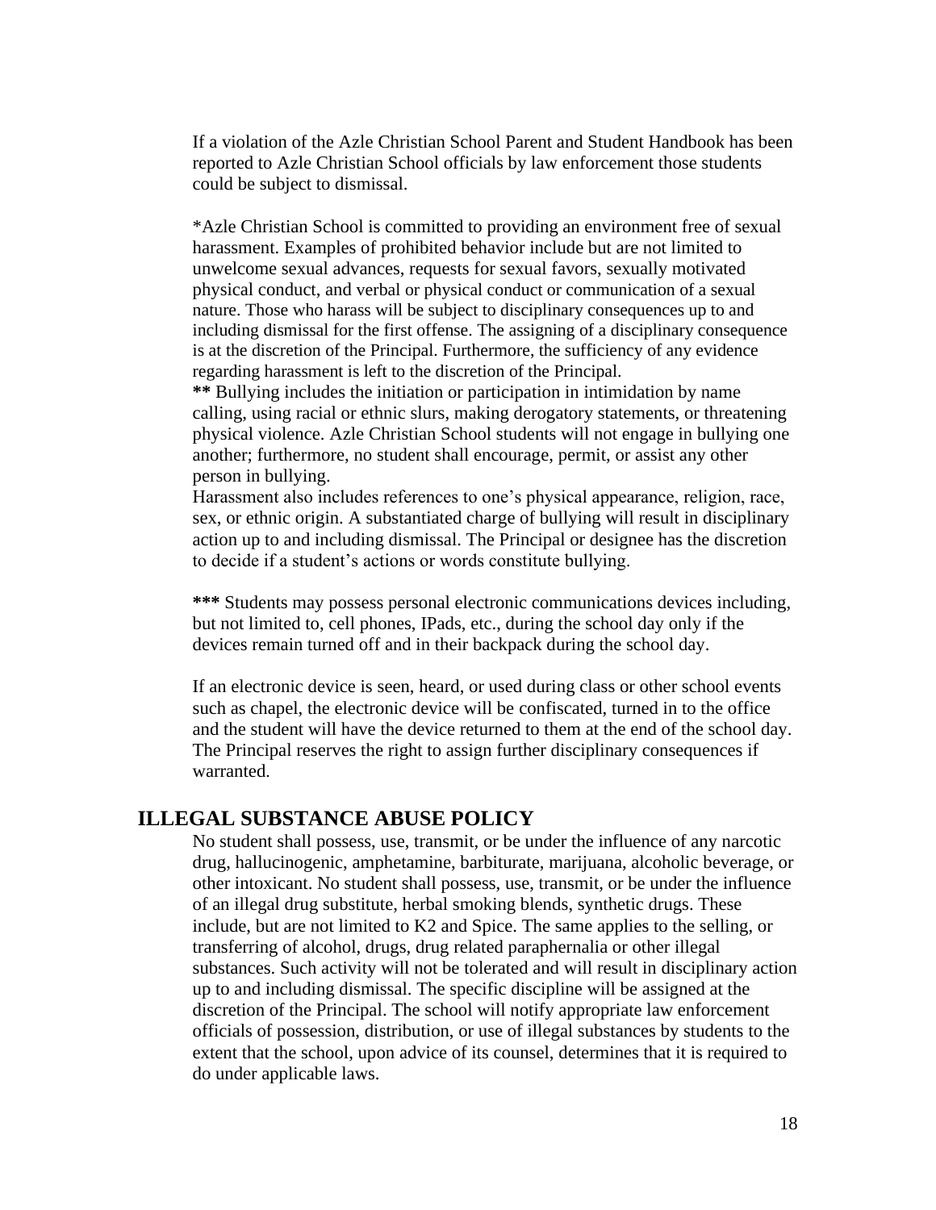If a violation of the Azle Christian School Parent and Student Handbook has been reported to Azle Christian School officials by law enforcement those students could be subject to dismissal.

*Azle Christian School is committed to providing an environment free of sexual harassment. Examples of prohibited behavior include but are not limited to unwelcome sexual advances, requests for sexual favors, sexually motivated physical conduct, and verbal or physical conduct or communication of a sexual nature. Those who harass will be subject to disciplinary consequences up to and including dismissal for the first offense. The assigning of a disciplinary consequence is at the discretion of the Principal. Furthermore, the sufficiency of any evidence regarding harassment is left to the discretion of the Principal.
**\*\*** Bullying includes the initiation or participation in intimidation by name calling, using racial or ethnic slurs, making derogatory statements, or threatening physical violence. Azle Christian School students will not engage in bullying one another; furthermore, no student shall encourage, permit, or assist any other person in bullying.
Harassment also includes references to one's physical appearance, religion, race, sex, or ethnic origin. A substantiated charge of bullying will result in disciplinary action up to and including dismissal. The Principal or designee has the discretion to decide if a student's actions or words constitute bullying.

**\*\*\*** Students may possess personal electronic communications devices including, but not limited to, cell phones, IPads, etc., during the school day only if the devices remain turned off and in their backpack during the school day.

If an electronic device is seen, heard, or used during class or other school events such as chapel, the electronic device will be confiscated, turned in to the office and the student will have the device returned to them at the end of the school day. The Principal reserves the right to assign further disciplinary consequences if warranted.

## ILLEGAL SUBSTANCE ABUSE POLICY

No student shall possess, use, transmit, or be under the influence of any narcotic drug, hallucinogenic, amphetamine, barbiturate, marijuana, alcoholic beverage, or other intoxicant. No student shall possess, use, transmit, or be under the influence of an illegal drug substitute, herbal smoking blends, synthetic drugs. These include, but are not limited to K2 and Spice. The same applies to the selling, or transferring of alcohol, drugs, drug related paraphernalia or other illegal substances. Such activity will not be tolerated and will result in disciplinary action up to and including dismissal. The specific discipline will be assigned at the discretion of the Principal. The school will notify appropriate law enforcement officials of possession, distribution, or use of illegal substances by students to the extent that the school, upon advice of its counsel, determines that it is required to do under applicable laws.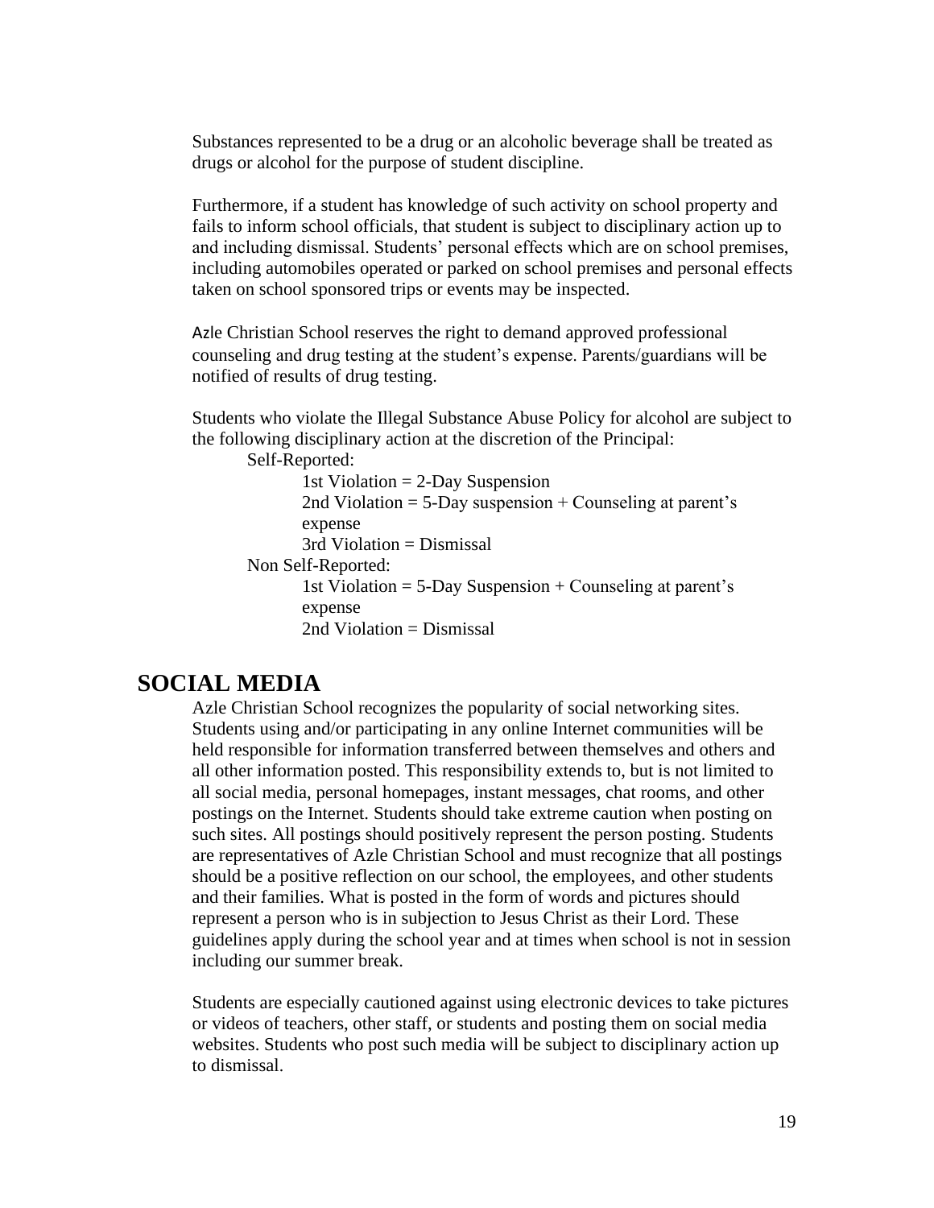Substances represented to be a drug or an alcoholic beverage shall be treated as drugs or alcohol for the purpose of student discipline.

Furthermore, if a student has knowledge of such activity on school property and fails to inform school officials, that student is subject to disciplinary action up to and including dismissal. Students' personal effects which are on school premises, including automobiles operated or parked on school premises and personal effects taken on school sponsored trips or events may be inspected.

Azle Christian School reserves the right to demand approved professional counseling and drug testing at the student's expense. Parents/guardians will be notified of results of drug testing.

Students who violate the Illegal Substance Abuse Policy for alcohol are subject to the following disciplinary action at the discretion of the Principal:

- Self-Reported:
  - 1st Violation = 2-Day Suspension
  - 2nd Violation = 5-Day suspension + Counseling at parent's expense
  - 3rd Violation = Dismissal
- Non Self-Reported:
  - 1st Violation = 5-Day Suspension + Counseling at parent's expense
  - 2nd Violation = Dismissal

# SOCIAL MEDIA

Azle Christian School recognizes the popularity of social networking sites. Students using and/or participating in any online Internet communities will be held responsible for information transferred between themselves and others and all other information posted. This responsibility extends to, but is not limited to all social media, personal homepages, instant messages, chat rooms, and other postings on the Internet. Students should take extreme caution when posting on such sites. All postings should positively represent the person posting. Students are representatives of Azle Christian School and must recognize that all postings should be a positive reflection on our school, the employees, and other students and their families. What is posted in the form of words and pictures should represent a person who is in subjection to Jesus Christ as their Lord. These guidelines apply during the school year and at times when school is not in session including our summer break.

Students are especially cautioned against using electronic devices to take pictures or videos of teachers, other staff, or students and posting them on social media websites. Students who post such media will be subject to disciplinary action up to dismissal.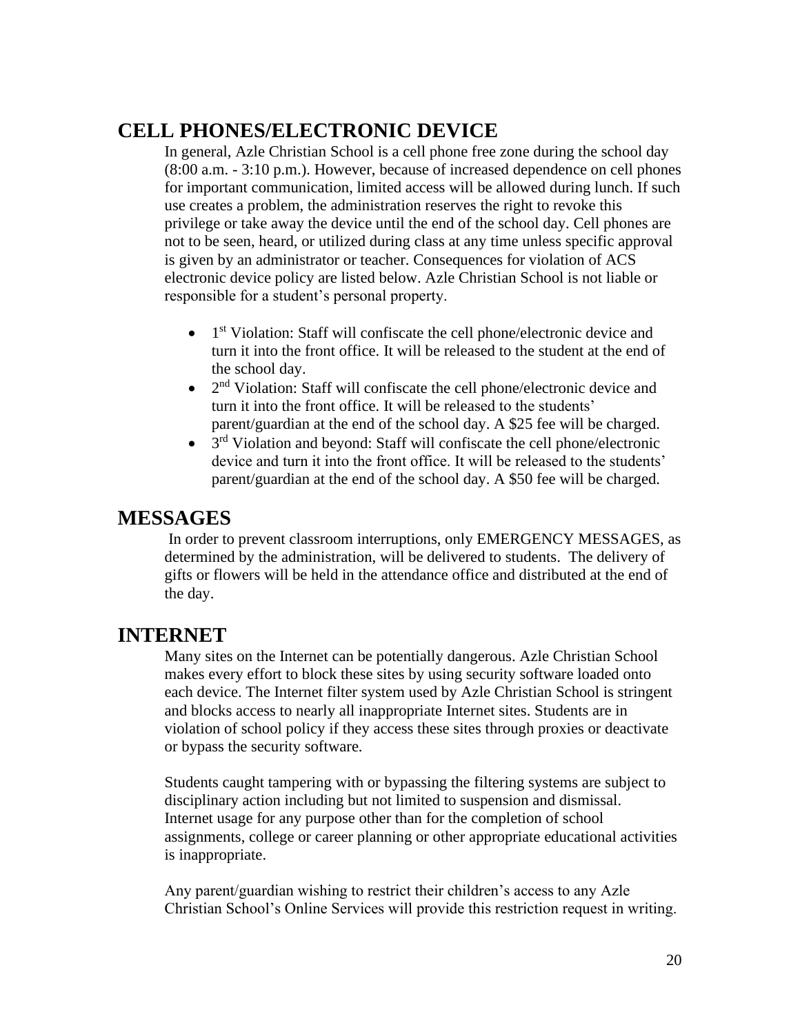## CELL PHONES/ELECTRONIC DEVICE

In general, Azle Christian School is a cell phone free zone during the school day (8:00 a.m. - 3:10 p.m.). However, because of increased dependence on cell phones for important communication, limited access will be allowed during lunch. If such use creates a problem, the administration reserves the right to revoke this privilege or take away the device until the end of the school day. Cell phones are not to be seen, heard, or utilized during class at any time unless specific approval is given by an administrator or teacher. Consequences for violation of ACS electronic device policy are listed below. Azle Christian School is not liable or responsible for a student's personal property.

- 1st Violation: Staff will confiscate the cell phone/electronic device and turn it into the front office. It will be released to the student at the end of the school day.
- 2nd Violation: Staff will confiscate the cell phone/electronic device and turn it into the front office. It will be released to the students' parent/guardian at the end of the school day. A $25 fee will be charged.
- 3rd Violation and beyond: Staff will confiscate the cell phone/electronic device and turn it into the front office. It will be released to the students' parent/guardian at the end of the school day. A $50 fee will be charged.

## MESSAGES

In order to prevent classroom interruptions, only EMERGENCY MESSAGES, as determined by the administration, will be delivered to students. The delivery of gifts or flowers will be held in the attendance office and distributed at the end of the day.

## INTERNET

Many sites on the Internet can be potentially dangerous. Azle Christian School makes every effort to block these sites by using security software loaded onto each device. The Internet filter system used by Azle Christian School is stringent and blocks access to nearly all inappropriate Internet sites. Students are in violation of school policy if they access these sites through proxies or deactivate or bypass the security software.

Students caught tampering with or bypassing the filtering systems are subject to disciplinary action including but not limited to suspension and dismissal. Internet usage for any purpose other than for the completion of school assignments, college or career planning or other appropriate educational activities is inappropriate.

Any parent/guardian wishing to restrict their children's access to any Azle Christian School's Online Services will provide this restriction request in writing.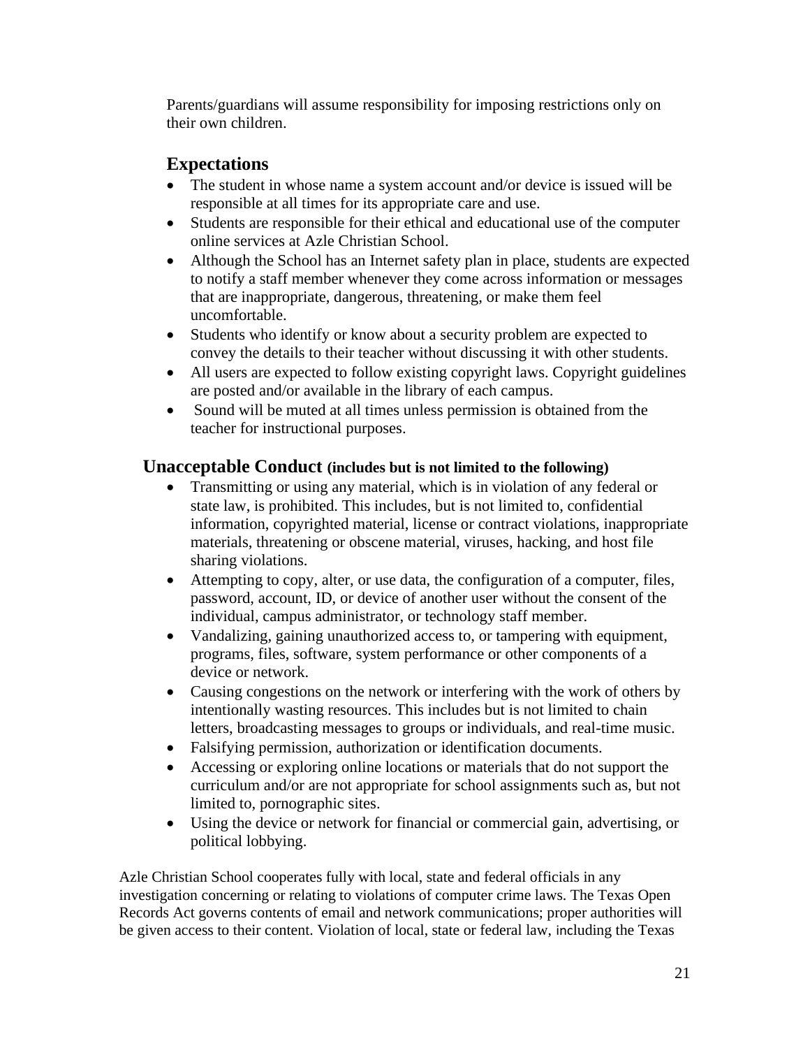Parents/guardians will assume responsibility for imposing restrictions only on their own children.

## Expectations

- The student in whose name a system account and/or device is issued will be responsible at all times for its appropriate care and use.
- Students are responsible for their ethical and educational use of the computer online services at Azle Christian School.
- Although the School has an Internet safety plan in place, students are expected to notify a staff member whenever they come across information or messages that are inappropriate, dangerous, threatening, or make them feel uncomfortable.
- Students who identify or know about a security problem are expected to convey the details to their teacher without discussing it with other students.
- All users are expected to follow existing copyright laws. Copyright guidelines are posted and/or available in the library of each campus.
- Sound will be muted at all times unless permission is obtained from the teacher for instructional purposes.

## Unacceptable Conduct **(includes but is not limited to the following)**

- Transmitting or using any material, which is in violation of any federal or state law, is prohibited. This includes, but is not limited to, confidential information, copyrighted material, license or contract violations, inappropriate materials, threatening or obscene material, viruses, hacking, and host file sharing violations.
- Attempting to copy, alter, or use data, the configuration of a computer, files, password, account, ID, or device of another user without the consent of the individual, campus administrator, or technology staff member.
- Vandalizing, gaining unauthorized access to, or tampering with equipment, programs, files, software, system performance or other components of a device or network.
- Causing congestions on the network or interfering with the work of others by intentionally wasting resources. This includes but is not limited to chain letters, broadcasting messages to groups or individuals, and real-time music.
- Falsifying permission, authorization or identification documents.
- Accessing or exploring online locations or materials that do not support the curriculum and/or are not appropriate for school assignments such as, but not limited to, pornographic sites.
- Using the device or network for financial or commercial gain, advertising, or political lobbying.

Azle Christian School cooperates fully with local, state and federal officials in any investigation concerning or relating to violations of computer crime laws. The Texas Open Records Act governs contents of email and network communications; proper authorities will be given access to their content. Violation of local, state or federal law, including the Texas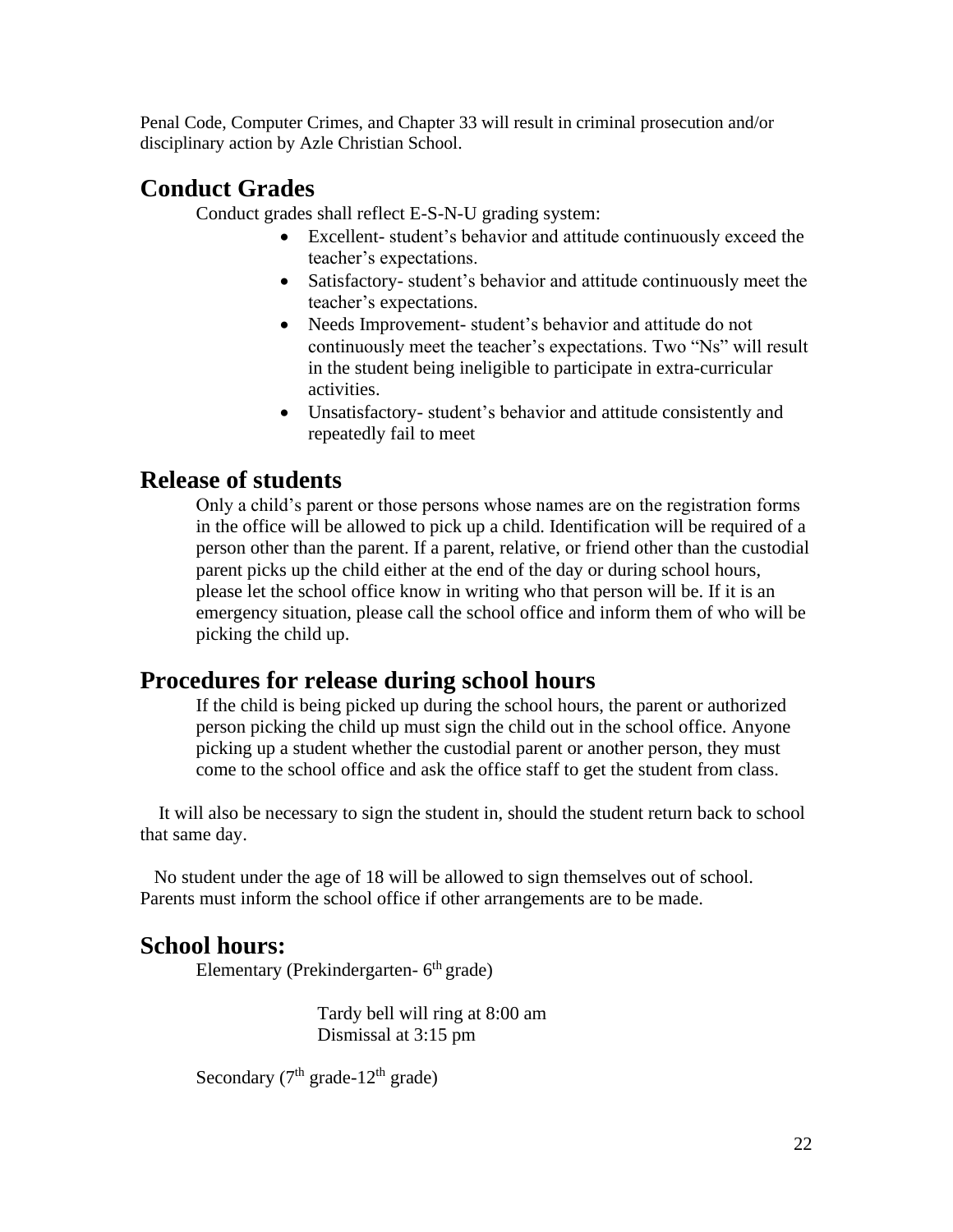Penal Code, Computer Crimes, and Chapter 33 will result in criminal prosecution and/or disciplinary action by Azle Christian School.

## Conduct Grades

Conduct grades shall reflect E-S-N-U grading system:

- Excellent- student's behavior and attitude continuously exceed the teacher's expectations.
- Satisfactory- student's behavior and attitude continuously meet the teacher's expectations.
- Needs Improvement- student's behavior and attitude do not continuously meet the teacher's expectations. Two "Ns" will result in the student being ineligible to participate in extra-curricular activities.
- Unsatisfactory- student's behavior and attitude consistently and repeatedly fail to meet

## Release of students

Only a child's parent or those persons whose names are on the registration forms in the office will be allowed to pick up a child. Identification will be required of a person other than the parent. If a parent, relative, or friend other than the custodial parent picks up the child either at the end of the day or during school hours, please let the school office know in writing who that person will be. If it is an emergency situation, please call the school office and inform them of who will be picking the child up.

## Procedures for release during school hours

If the child is being picked up during the school hours, the parent or authorized person picking the child up must sign the child out in the school office. Anyone picking up a student whether the custodial parent or another person, they must come to the school office and ask the office staff to get the student from class.

It will also be necessary to sign the student in, should the student return back to school that same day.

No student under the age of 18 will be allowed to sign themselves out of school. Parents must inform the school office if other arrangements are to be made.

## School hours:

Elementary (Prekindergarten- 6th grade)

Tardy bell will ring at 8:00 am
Dismissal at 3:15 pm

Secondary (7th grade-12th grade)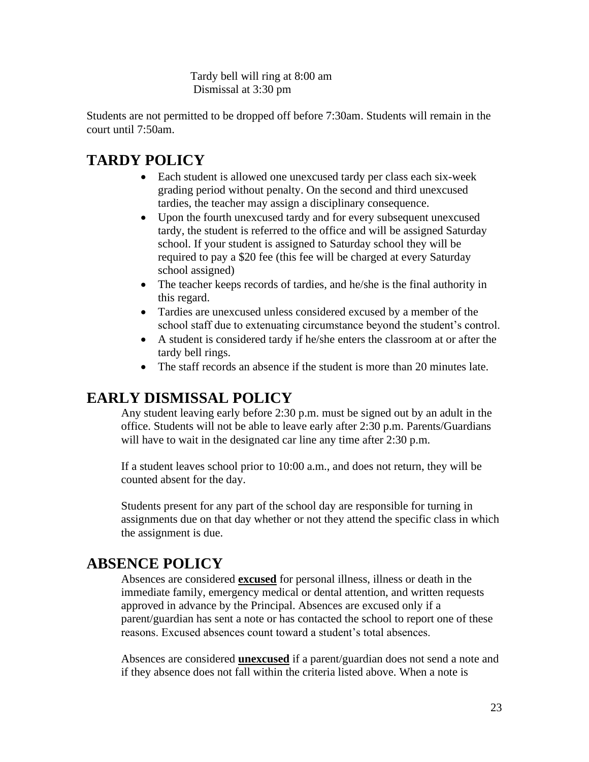Tardy bell will ring at 8:00 am
Dismissal at 3:30 pm

Students are not permitted to be dropped off before 7:30am. Students will remain in the court until 7:50am.

## TARDY POLICY

- Each student is allowed one unexcused tardy per class each six-week grading period without penalty. On the second and third unexcused tardies, the teacher may assign a disciplinary consequence.
- Upon the fourth unexcused tardy and for every subsequent unexcused tardy, the student is referred to the office and will be assigned Saturday school. If your student is assigned to Saturday school they will be required to pay a $20 fee (this fee will be charged at every Saturday school assigned)
- The teacher keeps records of tardies, and he/she is the final authority in this regard.
- Tardies are unexcused unless considered excused by a member of the school staff due to extenuating circumstance beyond the student's control.
- A student is considered tardy if he/she enters the classroom at or after the tardy bell rings.
- The staff records an absence if the student is more than 20 minutes late.

## EARLY DISMISSAL POLICY

Any student leaving early before 2:30 p.m. must be signed out by an adult in the office. Students will not be able to leave early after 2:30 p.m. Parents/Guardians will have to wait in the designated car line any time after 2:30 p.m.

If a student leaves school prior to 10:00 a.m., and does not return, they will be counted absent for the day.

Students present for any part of the school day are responsible for turning in assignments due on that day whether or not they attend the specific class in which the assignment is due.

## ABSENCE POLICY

Absences are considered **excused** for personal illness, illness or death in the immediate family, emergency medical or dental attention, and written requests approved in advance by the Principal. Absences are excused only if a parent/guardian has sent a note or has contacted the school to report one of these reasons. Excused absences count toward a student's total absences.

Absences are considered **unexcused** if a parent/guardian does not send a note and if they absence does not fall within the criteria listed above. When a note is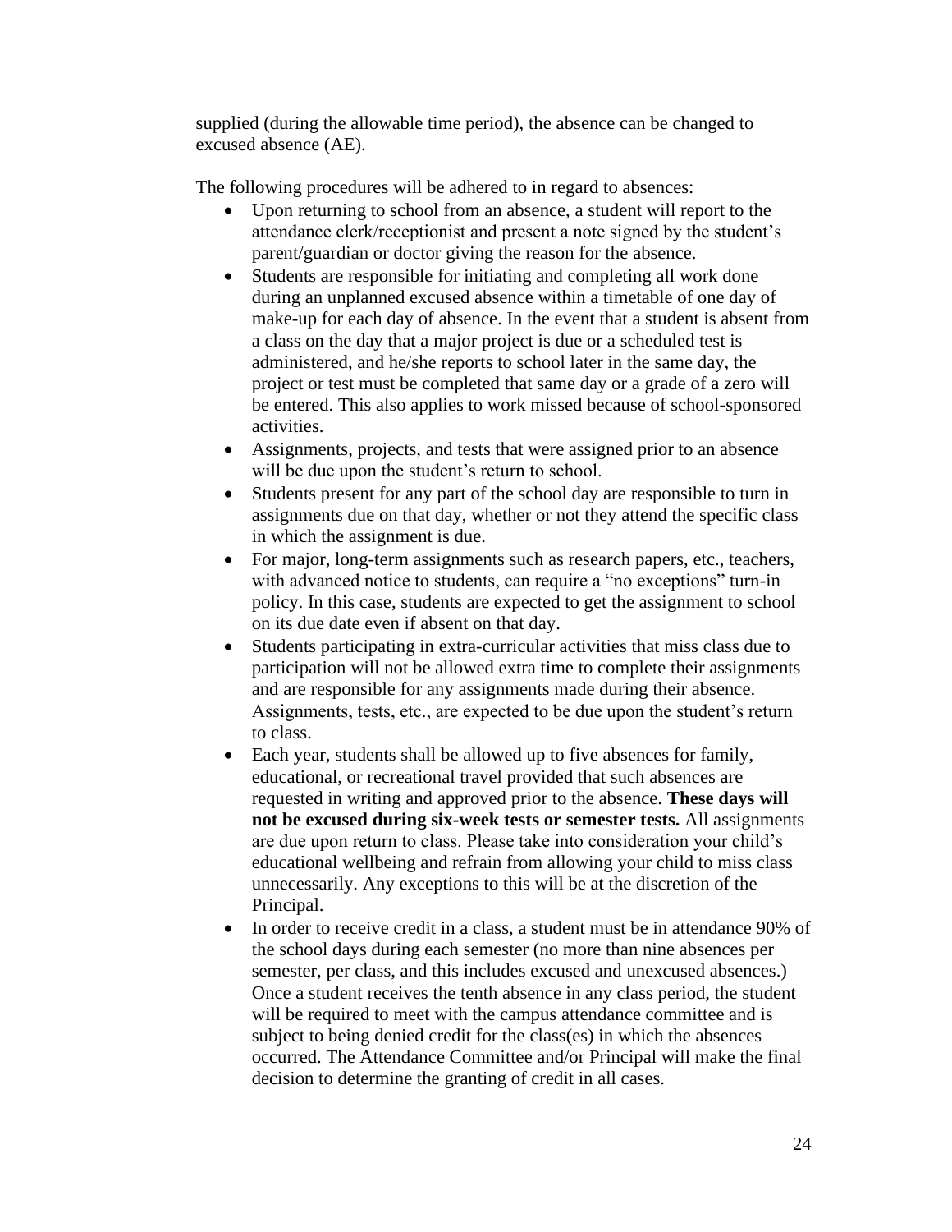supplied (during the allowable time period), the absence can be changed to excused absence (AE).

The following procedures will be adhered to in regard to absences:

- Upon returning to school from an absence, a student will report to the attendance clerk/receptionist and present a note signed by the student's parent/guardian or doctor giving the reason for the absence.
- Students are responsible for initiating and completing all work done during an unplanned excused absence within a timetable of one day of make-up for each day of absence. In the event that a student is absent from a class on the day that a major project is due or a scheduled test is administered, and he/she reports to school later in the same day, the project or test must be completed that same day or a grade of a zero will be entered. This also applies to work missed because of school-sponsored activities.
- Assignments, projects, and tests that were assigned prior to an absence will be due upon the student's return to school.
- Students present for any part of the school day are responsible to turn in assignments due on that day, whether or not they attend the specific class in which the assignment is due.
- For major, long-term assignments such as research papers, etc., teachers, with advanced notice to students, can require a "no exceptions" turn-in policy. In this case, students are expected to get the assignment to school on its due date even if absent on that day.
- Students participating in extra-curricular activities that miss class due to participation will not be allowed extra time to complete their assignments and are responsible for any assignments made during their absence. Assignments, tests, etc., are expected to be due upon the student's return to class.
- Each year, students shall be allowed up to five absences for family, educational, or recreational travel provided that such absences are requested in writing and approved prior to the absence. **These days will not be excused during six-week tests or semester tests.** All assignments are due upon return to class. Please take into consideration your child's educational wellbeing and refrain from allowing your child to miss class unnecessarily. Any exceptions to this will be at the discretion of the Principal.
- In order to receive credit in a class, a student must be in attendance 90% of the school days during each semester (no more than nine absences per semester, per class, and this includes excused and unexcused absences.) Once a student receives the tenth absence in any class period, the student will be required to meet with the campus attendance committee and is subject to being denied credit for the class(es) in which the absences occurred. The Attendance Committee and/or Principal will make the final decision to determine the granting of credit in all cases.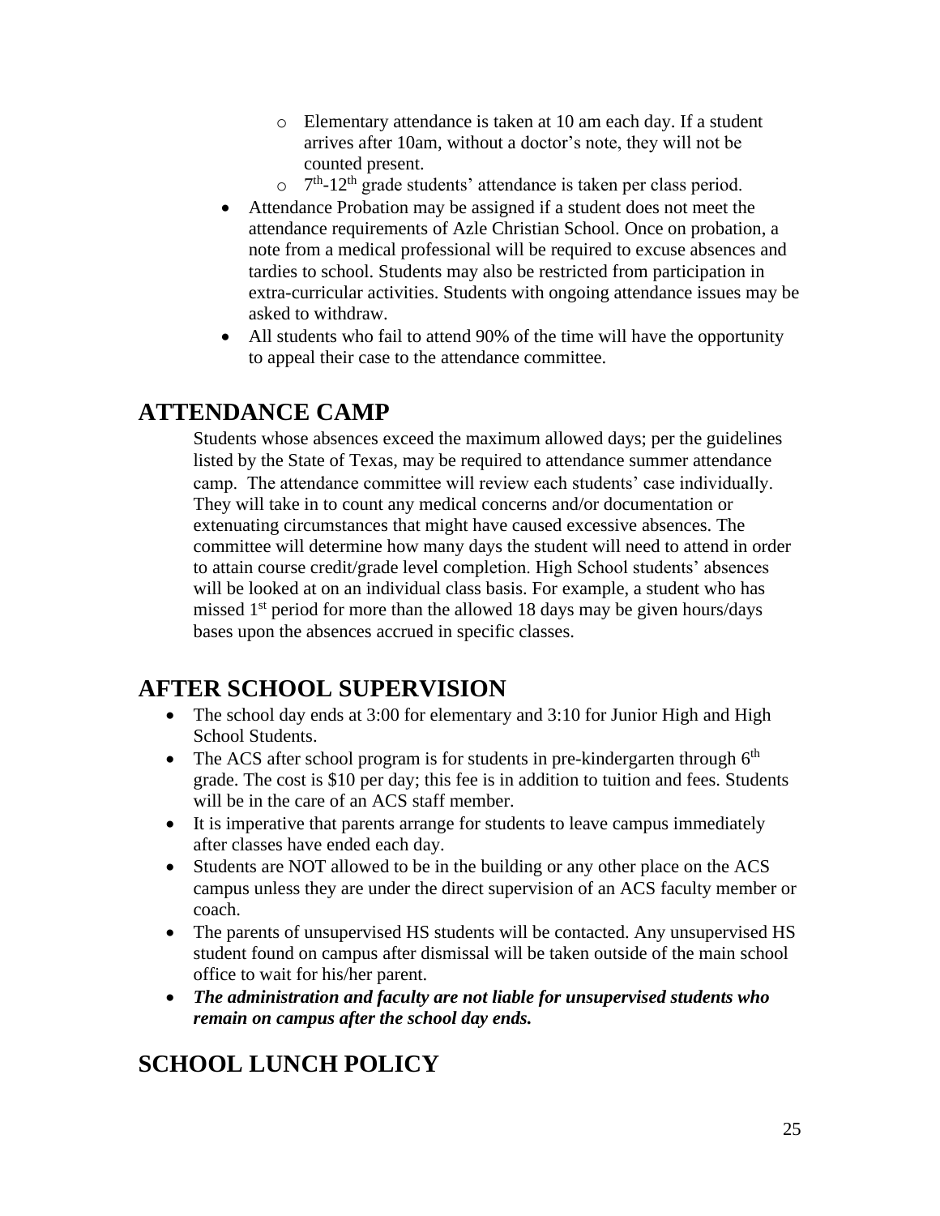- Elementary attendance is taken at 10 am each day. If a student arrives after 10am, without a doctor's note, they will not be counted present.
  - 7th-12th grade students' attendance is taken per class period.
- Attendance Probation may be assigned if a student does not meet the attendance requirements of Azle Christian School. Once on probation, a note from a medical professional will be required to excuse absences and tardies to school. Students may also be restricted from participation in extra-curricular activities. Students with ongoing attendance issues may be asked to withdraw.
- All students who fail to attend 90% of the time will have the opportunity to appeal their case to the attendance committee.

## ATTENDANCE CAMP

Students whose absences exceed the maximum allowed days; per the guidelines listed by the State of Texas, may be required to attendance summer attendance camp. The attendance committee will review each students' case individually. They will take in to count any medical concerns and/or documentation or extenuating circumstances that might have caused excessive absences. The committee will determine how many days the student will need to attend in order to attain course credit/grade level completion. High School students' absences will be looked at on an individual class basis. For example, a student who has missed 1st period for more than the allowed 18 days may be given hours/days bases upon the absences accrued in specific classes.

## AFTER SCHOOL SUPERVISION

- The school day ends at 3:00 for elementary and 3:10 for Junior High and High School Students.
- The ACS after school program is for students in pre-kindergarten through 6th grade. The cost is $10 per day; this fee is in addition to tuition and fees. Students will be in the care of an ACS staff member.
- It is imperative that parents arrange for students to leave campus immediately after classes have ended each day.
- Students are NOT allowed to be in the building or any other place on the ACS campus unless they are under the direct supervision of an ACS faculty member or coach.
- The parents of unsupervised HS students will be contacted. Any unsupervised HS student found on campus after dismissal will be taken outside of the main school office to wait for his/her parent.
- ***The administration and faculty are not liable for unsupervised students who remain on campus after the school day ends.***

## SCHOOL LUNCH POLICY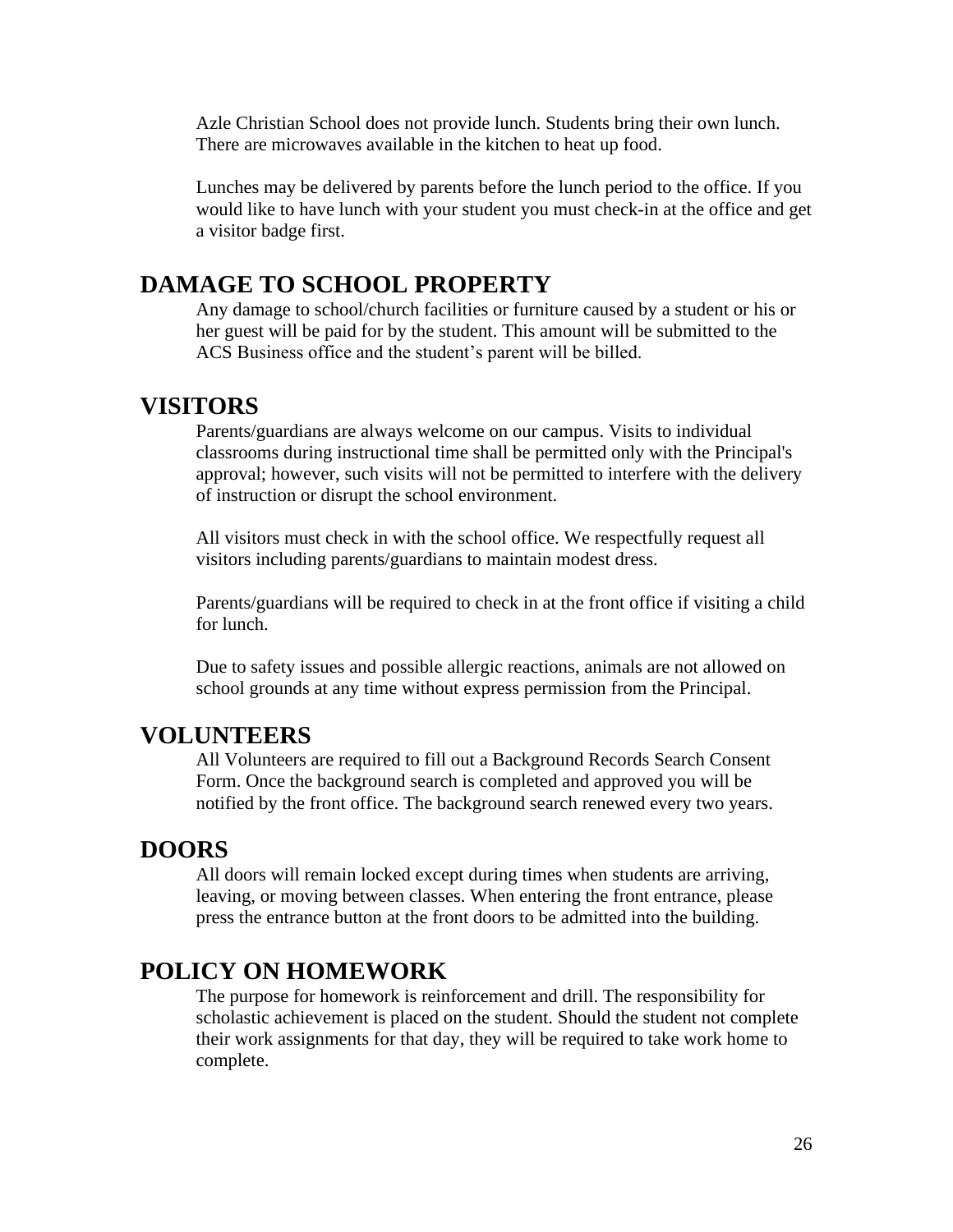Azle Christian School does not provide lunch. Students bring their own lunch. There are microwaves available in the kitchen to heat up food.

Lunches may be delivered by parents before the lunch period to the office. If you would like to have lunch with your student you must check-in at the office and get a visitor badge first.

## DAMAGE TO SCHOOL PROPERTY

Any damage to school/church facilities or furniture caused by a student or his or her guest will be paid for by the student. This amount will be submitted to the ACS Business office and the student's parent will be billed.

## VISITORS

Parents/guardians are always welcome on our campus. Visits to individual classrooms during instructional time shall be permitted only with the Principal's approval; however, such visits will not be permitted to interfere with the delivery of instruction or disrupt the school environment.

All visitors must check in with the school office. We respectfully request all visitors including parents/guardians to maintain modest dress.

Parents/guardians will be required to check in at the front office if visiting a child for lunch.

Due to safety issues and possible allergic reactions, animals are not allowed on school grounds at any time without express permission from the Principal.

## VOLUNTEERS

All Volunteers are required to fill out a Background Records Search Consent Form. Once the background search is completed and approved you will be notified by the front office. The background search renewed every two years.

## DOORS

All doors will remain locked except during times when students are arriving, leaving, or moving between classes. When entering the front entrance, please press the entrance button at the front doors to be admitted into the building.

## POLICY ON HOMEWORK

The purpose for homework is reinforcement and drill. The responsibility for scholastic achievement is placed on the student. Should the student not complete their work assignments for that day, they will be required to take work home to complete.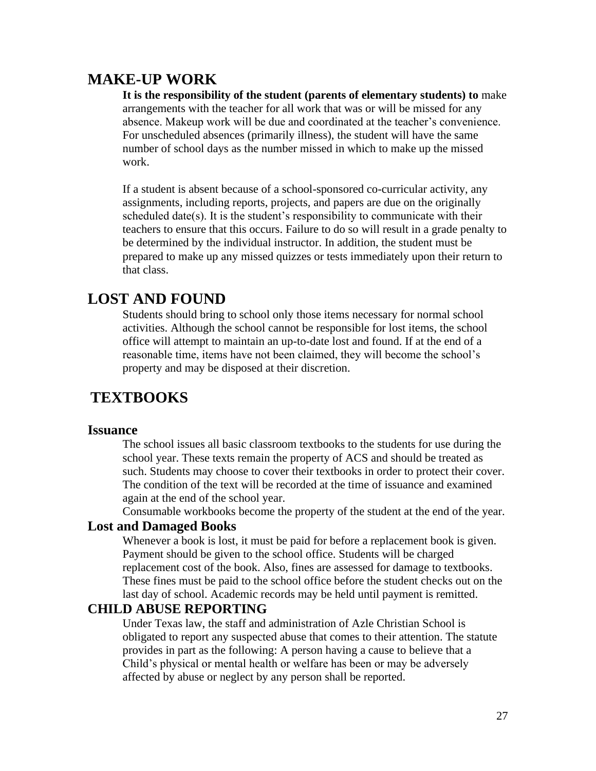## MAKE-UP WORK

**It is the responsibility of the student (parents of elementary students) to** make arrangements with the teacher for all work that was or will be missed for any absence. Makeup work will be due and coordinated at the teacher's convenience. For unscheduled absences (primarily illness), the student will have the same number of school days as the number missed in which to make up the missed work.

If a student is absent because of a school-sponsored co-curricular activity, any assignments, including reports, projects, and papers are due on the originally scheduled date(s). It is the student's responsibility to communicate with their teachers to ensure that this occurs. Failure to do so will result in a grade penalty to be determined by the individual instructor. In addition, the student must be prepared to make up any missed quizzes or tests immediately upon their return to that class.

## LOST AND FOUND

Students should bring to school only those items necessary for normal school activities. Although the school cannot be responsible for lost items, the school office will attempt to maintain an up-to-date lost and found. If at the end of a reasonable time, items have not been claimed, they will become the school's property and may be disposed at their discretion.

## TEXTBOOKS

### Issuance

The school issues all basic classroom textbooks to the students for use during the school year. These texts remain the property of ACS and should be treated as such. Students may choose to cover their textbooks in order to protect their cover. The condition of the text will be recorded at the time of issuance and examined again at the end of the school year.

Consumable workbooks become the property of the student at the end of the year.

### Lost and Damaged Books

Whenever a book is lost, it must be paid for before a replacement book is given. Payment should be given to the school office. Students will be charged replacement cost of the book. Also, fines are assessed for damage to textbooks. These fines must be paid to the school office before the student checks out on the last day of school. Academic records may be held until payment is remitted.

### CHILD ABUSE REPORTING

Under Texas law, the staff and administration of Azle Christian School is obligated to report any suspected abuse that comes to their attention. The statute provides in part as the following: A person having a cause to believe that a Child's physical or mental health or welfare has been or may be adversely affected by abuse or neglect by any person shall be reported.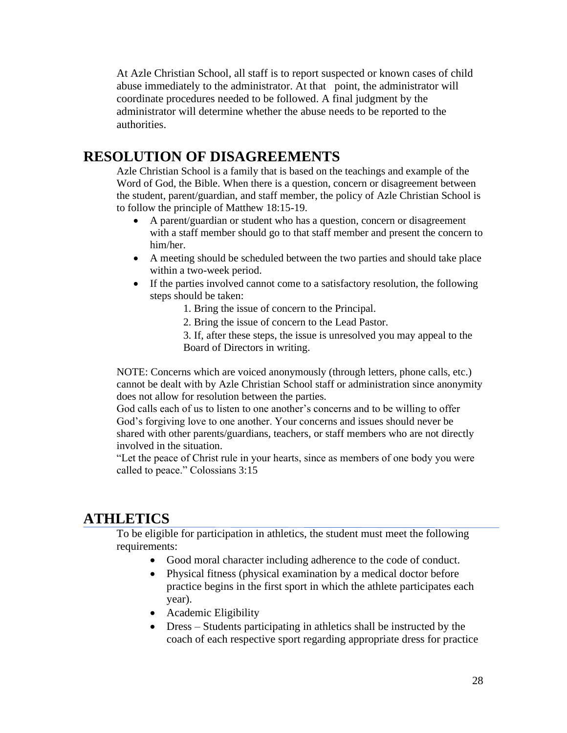At Azle Christian School, all staff is to report suspected or known cases of child abuse immediately to the administrator. At that point, the administrator will coordinate procedures needed to be followed. A final judgment by the administrator will determine whether the abuse needs to be reported to the authorities.

# RESOLUTION OF DISAGREEMENTS

Azle Christian School is a family that is based on the teachings and example of the Word of God, the Bible. When there is a question, concern or disagreement between the student, parent/guardian, and staff member, the policy of Azle Christian School is to follow the principle of Matthew 18:15-19.

- A parent/guardian or student who has a question, concern or disagreement with a staff member should go to that staff member and present the concern to him/her.
- A meeting should be scheduled between the two parties and should take place within a two-week period.
- If the parties involved cannot come to a satisfactory resolution, the following steps should be taken:
    1. Bring the issue of concern to the Principal.
    2. Bring the issue of concern to the Lead Pastor.
    3. If, after these steps, the issue is unresolved you may appeal to the Board of Directors in writing.

NOTE: Concerns which are voiced anonymously (through letters, phone calls, etc.) cannot be dealt with by Azle Christian School staff or administration since anonymity does not allow for resolution between the parties.

God calls each of us to listen to one another's concerns and to be willing to offer God's forgiving love to one another. Your concerns and issues should never be shared with other parents/guardians, teachers, or staff members who are not directly involved in the situation.

"Let the peace of Christ rule in your hearts, since as members of one body you were called to peace." Colossians 3:15

# ATHLETICS

To be eligible for participation in athletics, the student must meet the following requirements:

- Good moral character including adherence to the code of conduct.
- Physical fitness (physical examination by a medical doctor before practice begins in the first sport in which the athlete participates each year).
- Academic Eligibility
- Dress – Students participating in athletics shall be instructed by the coach of each respective sport regarding appropriate dress for practice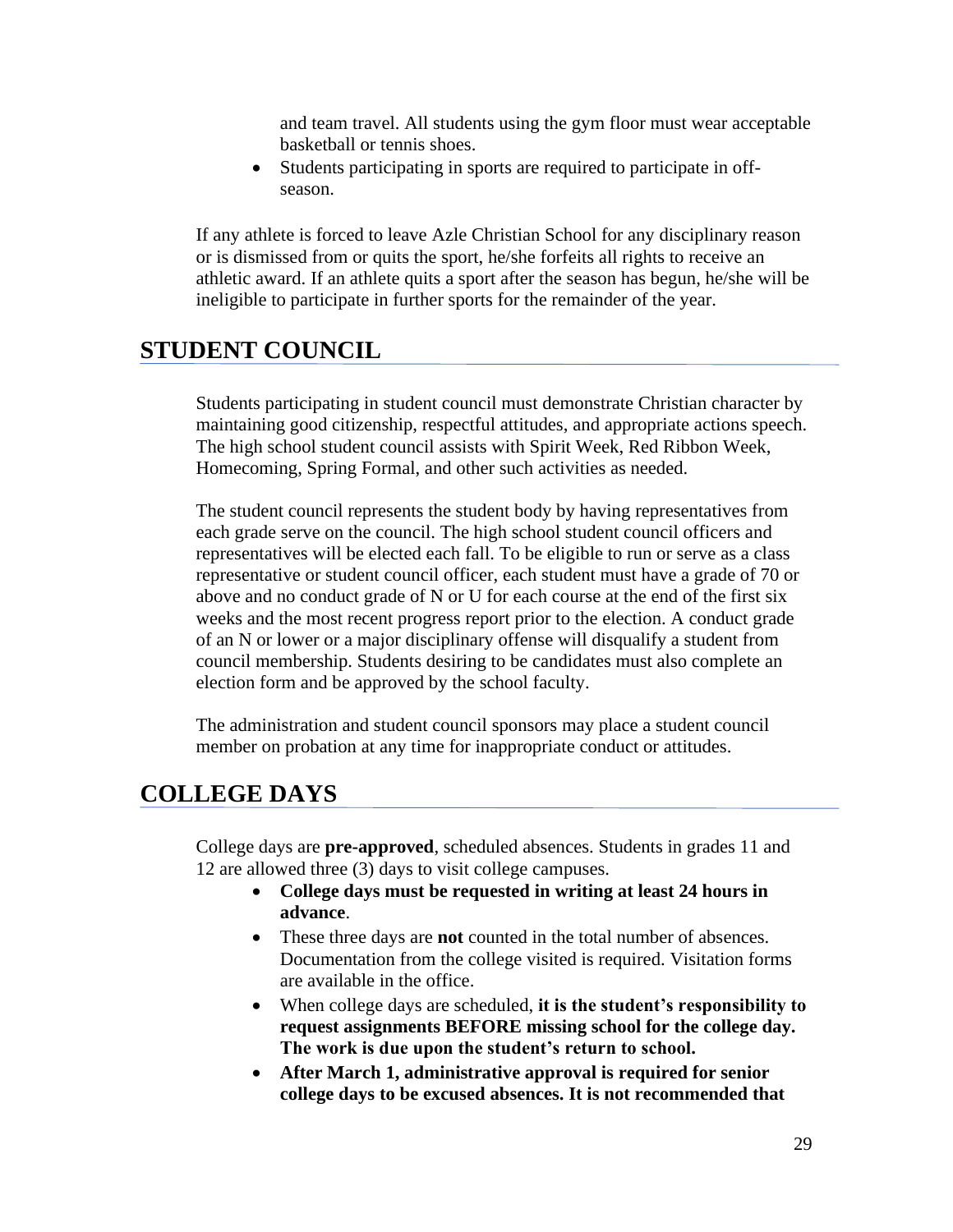and team travel. All students using the gym floor must wear acceptable basketball or tennis shoes.

- Students participating in sports are required to participate in off-season.

If any athlete is forced to leave Azle Christian School for any disciplinary reason or is dismissed from or quits the sport, he/she forfeits all rights to receive an athletic award. If an athlete quits a sport after the season has begun, he/she will be ineligible to participate in further sports for the remainder of the year.

## STUDENT COUNCIL

Students participating in student council must demonstrate Christian character by maintaining good citizenship, respectful attitudes, and appropriate actions speech. The high school student council assists with Spirit Week, Red Ribbon Week, Homecoming, Spring Formal, and other such activities as needed.

The student council represents the student body by having representatives from each grade serve on the council. The high school student council officers and representatives will be elected each fall. To be eligible to run or serve as a class representative or student council officer, each student must have a grade of 70 or above and no conduct grade of N or U for each course at the end of the first six weeks and the most recent progress report prior to the election. A conduct grade of an N or lower or a major disciplinary offense will disqualify a student from council membership. Students desiring to be candidates must also complete an election form and be approved by the school faculty.

The administration and student council sponsors may place a student council member on probation at any time for inappropriate conduct or attitudes.

## COLLEGE DAYS

College days are **pre-approved**, scheduled absences. Students in grades 11 and 12 are allowed three (3) days to visit college campuses.

- **College days must be requested in writing at least 24 hours in advance**.
- These three days are **not** counted in the total number of absences. Documentation from the college visited is required. Visitation forms are available in the office.
- When college days are scheduled, **it is the student's responsibility to request assignments BEFORE missing school for the college day. The work is due upon the student's return to school.**
- **After March 1, administrative approval is required for senior college days to be excused absences. It is not recommended that**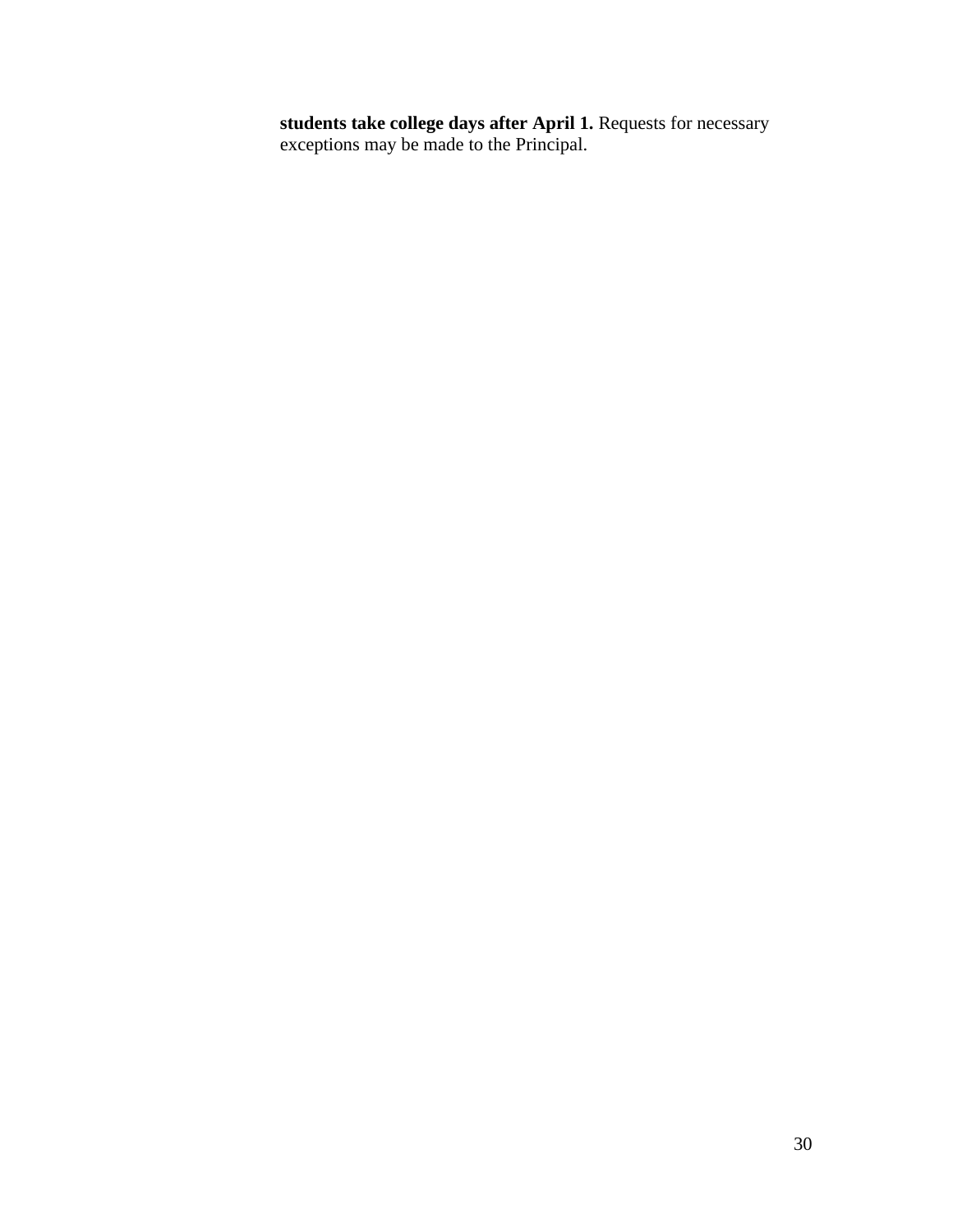**students take college days after April 1.** Requests for necessary exceptions may be made to the Principal.